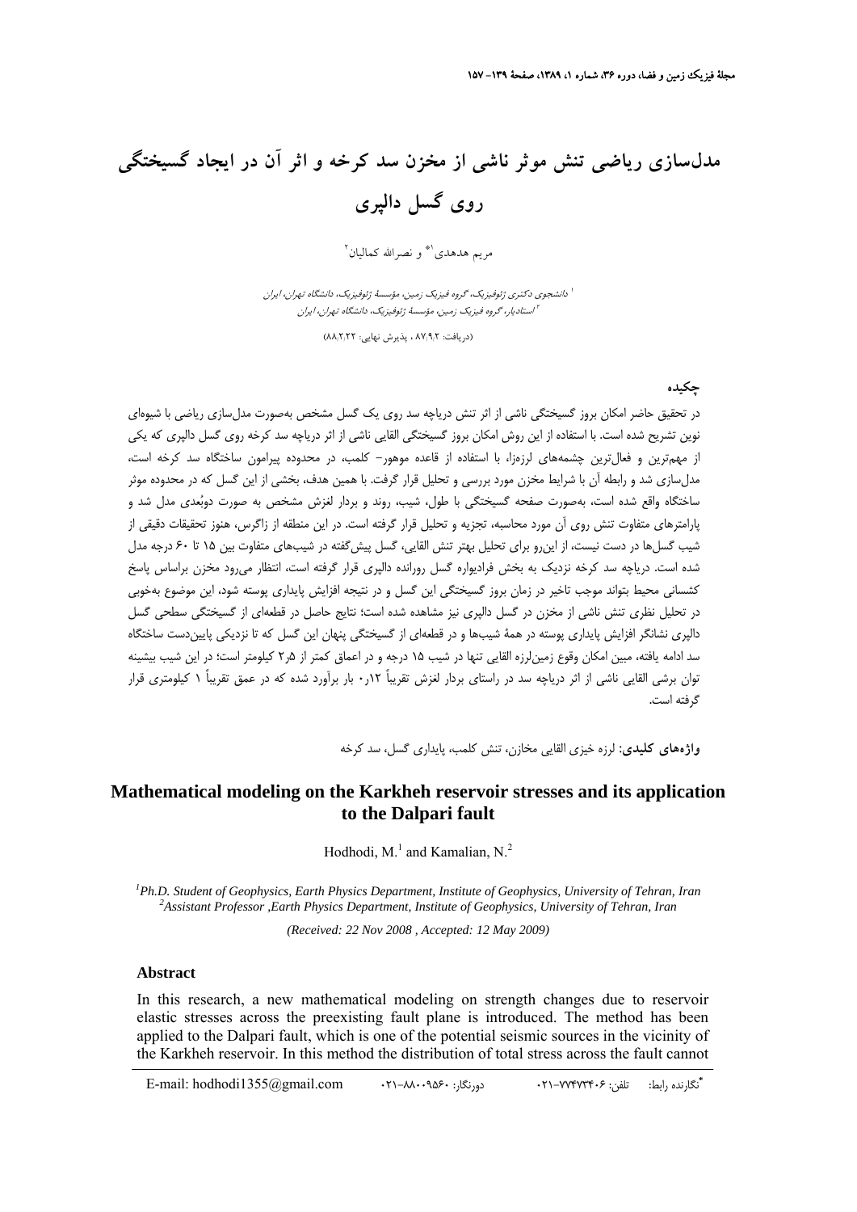# مدل‌سازی ریاضی تنش موثر ناشی از مخزن سد کرخه و اثر آن در ایجاد گسیختگی روی گسل دالپری

مریم هدهدی[1*] و نصرالله کمالیان[2]

[1] دانشجوی دکتری ژئوفیزیک، گروه فیزیک زمین، مؤسسهٔ ژئوفیزیک، دانشگاه تهران، ایران
[2] استادیار، گروه فیزیک زمین، مؤسسهٔ ژئوفیزیک، دانشگاه تهران، ایران

(دریافت: ۸۷/۹/۲ ، پذیرش نهایی: ۸۸/۲/۲۲)

## چکیده

در تحقیق حاضر امکان بروز گسیختگی ناشی از اثر تنش دریاچه سد روی یک گسل مشخص به‌صورت مدل‌سازی ریاضی با شیوه‌ای نوین تشریح شده است. با استفاده از این روش امکان بروز گسیختگی القایی ناشی از اثر دریاچه سد کرخه روی گسل دالپری که یکی از مهم‌ترین و فعال‌ترین چشمه‌های لرزه‌زا، با استفاده از قاعده موهور- کلمب، در محدوده پیرامون ساختگاه سد کرخه است، مدل‌سازی شد و رابطه آن با شرایط مخزن مورد بررسی و تحلیل قرار گرفت. با همین هدف، بخشی از این گسل که در محدوده موثر ساختگاه واقع شده است، به‌صورت صفحه گسیختگی با طول، شیب، روند و بردار لغزش مشخص به صورت دوبُعدی مدل شد و پارامترهای متفاوت تنش روی آن مورد محاسبه، تجزیه و تحلیل قرار گرفته است. در این منطقه از زاگرس، هنوز تحقیقات دقیقی از شیب گسل‌ها در دست نیست، از این‌رو برای تحلیل بهتر تنش القایی، گسل پیش‌گفته در شیب‌های متفاوت بین ۱۵ تا ۶۰ درجه مدل شده است. دریاچه سد کرخه نزدیک به بخش فرادیواره گسل رورانده دالپری قرار گرفته است، انتظار می‌رود مخزن براساس پاسخ کشسانی محیط بتواند موجب تاخیر در زمان بروز گسیختگی این گسل و در نتیجه افزایش پایداری پوسته شود، این موضوع به‌خوبی در تحلیل نظری تنش ناشی از مخزن در گسل دالپری نیز مشاهده شده است؛ نتایج حاصل در قطعه‌ای از گسیختگی سطحی گسل دالپری نشانگر افزایش پایداری پوسته در همهٔ شیب‌ها و در قطعه‌ای از گسیختگی پنهان این گسل که تا نزدیکی پایین‌دست ساختگاه سد ادامه یافته، مبین امکان وقوع زمین‌لرزه القایی تنها در شیب ۱۵ درجه و در اعماق کمتر از ۵٫۲ کیلومتر است؛ در این شیب بیشینه توان برشی القایی ناشی از اثر دریاچه سد در راستای بردار لغزش تقریباً ۰٫۱۲ بار برآورد شده که در عمق تقریباً ۱ کیلومتری قرار گرفته است.

**واژه‌های کلیدی:** لرزه خیزی القایی مخازن، تنش کلمب، پایداری گسل، سد کرخه

# Mathematical modeling on the Karkheh reservoir stresses and its application to the Dalpari fault

Hodhodi, M.[1] and Kamalian, N.[2]

[1] *Ph.D. Student of Geophysics, Earth Physics Department, Institute of Geophysics, University of Tehran, Iran*
[2] *Assistant Professor, Earth Physics Department, Institute of Geophysics, University of Tehran, Iran*

*(Received: 22 Nov 2008 , Accepted: 12 May 2009)*

## Abstract

In this research, a new mathematical modeling on strength changes due to reservoir elastic stresses across the preexisting fault plane is introduced. The method has been applied to the Dalpari fault, which is one of the potential seismic sources in the vicinity of the Karkheh reservoir. In this method the distribution of total stress across the fault cannot

*نگارنده رابط: تلفن: ۰۲۱-۷۷۴۷۳۴۰۶ دورنگار: ۰۲۱-۸۸۰۰۹۵۶۰ E-mail: hodhodi1355@gmail.com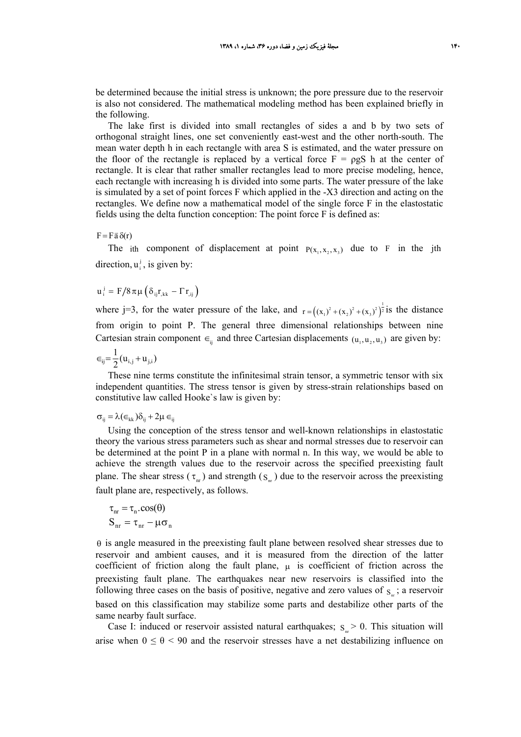be determined because the initial stress is unknown; the pore pressure due to the reservoir is also not considered. The mathematical modeling method has been explained briefly in the following.

The lake first is divided into small rectangles of sides a and b by two sets of orthogonal straight lines, one set conveniently east-west and the other north-south. The mean water depth h in each rectangle with area S is estimated, and the water pressure on the floor of the rectangle is replaced by a vertical force $F = \rho g S\ h$ at the center of rectangle. It is clear that rather smaller rectangles lead to more precise modeling, hence, each rectangle with increasing h is divided into some parts. The water pressure of the lake is simulated by a set of point forces F which applied in the -X3 direction and acting on the rectangles. We define now a mathematical model of the single force F in the elastostatic fields using the delta function conception: The point force F is defined as:

$$F = F\vec{a}\,\delta(r)$$

The ith component of displacement at point $P(x_1, x_2, x_3)$ due to F in the jth direction, $u_i^j$, is given by:

$$u_i^j = F/8\pi\mu\left(\delta_{ij} r_{,kk} - \Gamma r_{,ij}\right)$$

where j=3, for the water pressure of the lake, and $r = \left((x_1)^2 + (x_2)^2 + (x_3)^2\right)^{\frac{1}{2}}$ is the distance from origin to point P. The general three dimensional relationships between nine Cartesian strain component $\in_{ij}$ and three Cartesian displacements $(u_1, u_2, u_3)$ are given by:

$$\in_{ij} = \frac{1}{2}(u_{i,j} + u_{j,i})$$

These nine terms constitute the infinitesimal strain tensor, a symmetric tensor with six independent quantities. The stress tensor is given by stress-strain relationships based on constitutive law called Hooke`s law is given by:

$$\sigma_{ij} = \lambda(\in_{kk})\delta_{ij} + 2\mu \in_{ij}$$

Using the conception of the stress tensor and well-known relationships in elastostatic theory the various stress parameters such as shear and normal stresses due to reservoir can be determined at the point P in a plane with normal n. In this way, we would be able to achieve the strength values due to the reservoir across the specified preexisting fault plane. The shear stress ($\tau_{nr}$) and strength ($S_{nr}$) due to the reservoir across the preexisting fault plane are, respectively, as follows.

$$\tau_{nr} = \tau_n.\cos(\theta)$$
$$S_{nr} = \tau_{nr} - \mu\sigma_n$$

$\theta$ is angle measured in the preexisting fault plane between resolved shear stresses due to reservoir and ambient causes, and it is measured from the direction of the latter coefficient of friction along the fault plane, $\mu$ is coefficient of friction across the preexisting fault plane. The earthquakes near new reservoirs is classified into the following three cases on the basis of positive, negative and zero values of $S_{nr}$; a reservoir based on this classification may stabilize some parts and destabilize other parts of the same nearby fault surface.

Case I: induced or reservoir assisted natural earthquakes; $S_{nr} > 0$. This situation will arise when $0 \leq \theta < 90$ and the reservoir stresses have a net destabilizing influence on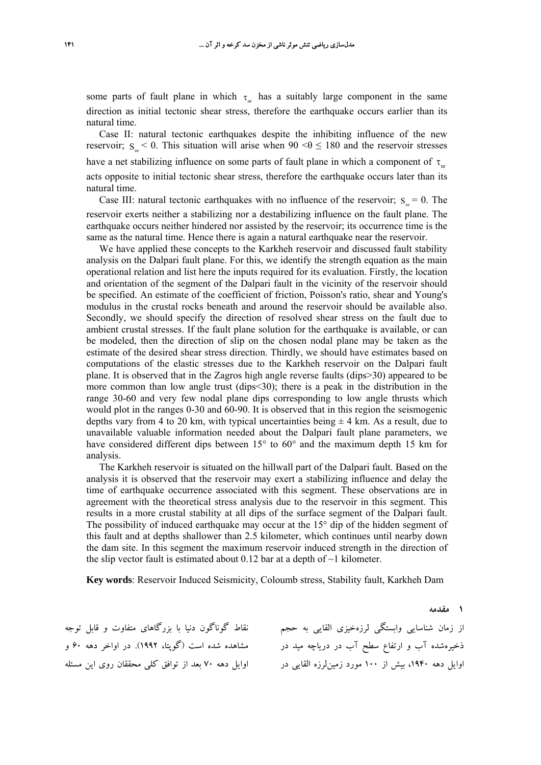some parts of fault plane in which $\tau_{nr}$ has a suitably large component in the same direction as initial tectonic shear stress, therefore the earthquake occurs earlier than its natural time.

Case II: natural tectonic earthquakes despite the inhibiting influence of the new reservoir; $S_{nr} < 0$. This situation will arise when $90 < \theta \leq 180$ and the reservoir stresses have a net stabilizing influence on some parts of fault plane in which a component of $\tau_{nr}$ acts opposite to initial tectonic shear stress, therefore the earthquake occurs later than its natural time.

Case III: natural tectonic earthquakes with no influence of the reservoir; $S_{nr} = 0$. The reservoir exerts neither a stabilizing nor a destabilizing influence on the fault plane. The earthquake occurs neither hindered nor assisted by the reservoir; its occurrence time is the same as the natural time. Hence there is again a natural earthquake near the reservoir.

We have applied these concepts to the Karkheh reservoir and discussed fault stability analysis on the Dalpari fault plane. For this, we identify the strength equation as the main operational relation and list here the inputs required for its evaluation. Firstly, the location and orientation of the segment of the Dalpari fault in the vicinity of the reservoir should be specified. An estimate of the coefficient of friction, Poisson's ratio, shear and Young's modulus in the crustal rocks beneath and around the reservoir should be available also. Secondly, we should specify the direction of resolved shear stress on the fault due to ambient crustal stresses. If the fault plane solution for the earthquake is available, or can be modeled, then the direction of slip on the chosen nodal plane may be taken as the estimate of the desired shear stress direction. Thirdly, we should have estimates based on computations of the elastic stresses due to the Karkheh reservoir on the Dalpari fault plane. It is observed that in the Zagros high angle reverse faults (dips>30) appeared to be more common than low angle trust (dips<30); there is a peak in the distribution in the range 30-60 and very few nodal plane dips corresponding to low angle thrusts which would plot in the ranges 0-30 and 60-90. It is observed that in this region the seismogenic depths vary from 4 to 20 km, with typical uncertainties being ± 4 km. As a result, due to unavailable valuable information needed about the Dalpari fault plane parameters, we have considered different dips between 15° to 60° and the maximum depth 15 km for analysis.

The Karkheh reservoir is situated on the hillwall part of the Dalpari fault. Based on the analysis it is observed that the reservoir may exert a stabilizing influence and delay the time of earthquake occurrence associated with this segment. These observations are in agreement with the theoretical stress analysis due to the reservoir in this segment. This results in a more crustal stability at all dips of the surface segment of the Dalpari fault. The possibility of induced earthquake may occur at the 15° dip of the hidden segment of this fault and at depths shallower than 2.5 kilometer, which continues until nearby down the dam site. In this segment the maximum reservoir induced strength in the direction of the slip vector fault is estimated about 0.12 bar at a depth of ~1 kilometer.

**Key words**: Reservoir Induced Seismicity, Coloumb stress, Stability fault, Karkheh Dam

## ۱ مقدمه

از زمان شناسایی وابستگی لرزه‌خیزی القایی به حجم ذخیره‌شده آب و ارتفاع سطح آب در دریاچه مید در اوایل دهه ۱۹۴۰، بیش از ۱۰۰ مورد زمین‌لرزه القایی در نقاط گوناگون دنیا با بزرگاهای متفاوت و قابل توجه مشاهده شده است (گوپتا، ۱۹۹۲). در اواخر دهه ۶۰ و اوایل دهه ۷۰ بعد از توافق کلی محققان روی این مسئله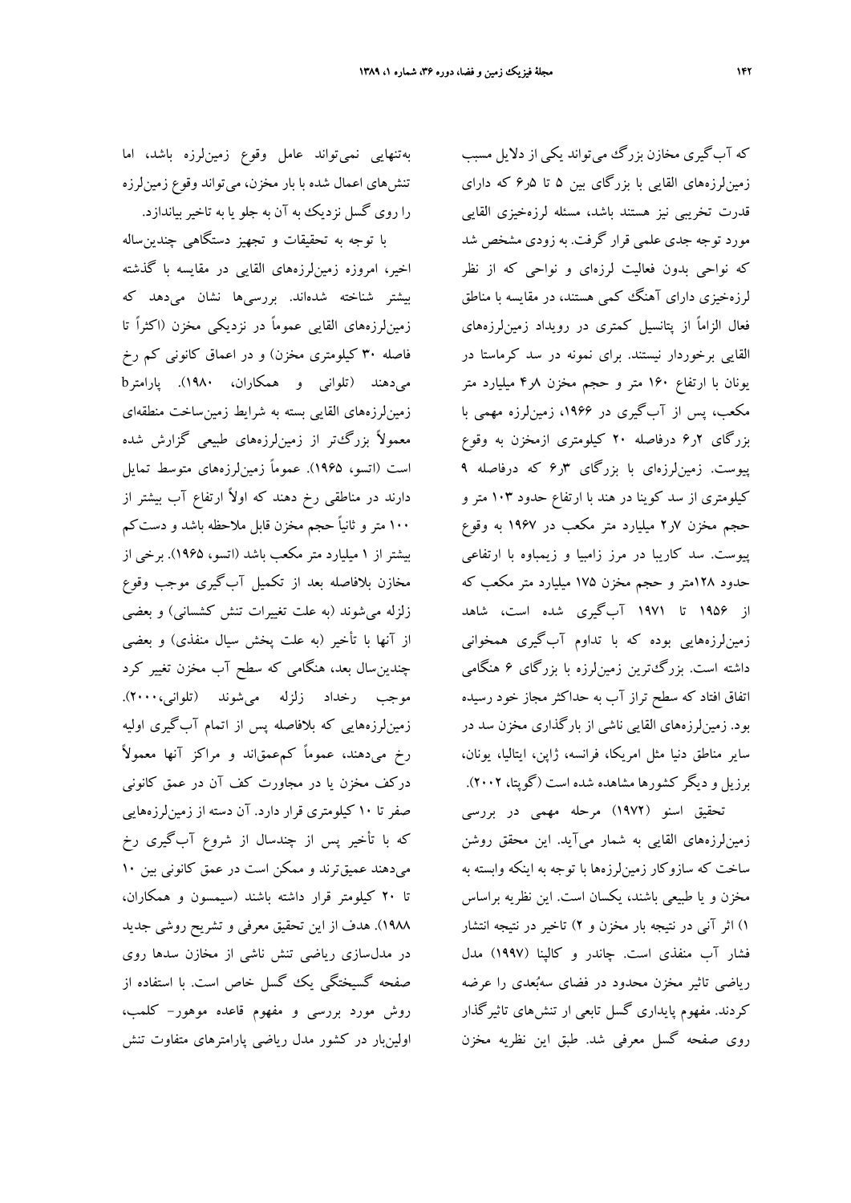که آب‌گیری مخازن بزرگ می‌تواند یکی از دلایل مسبب زمین‌لرزه‌های القایی با بزرگای بین ۵ تا ۶٫۵ که دارای قدرت تخریبی نیز هستند باشد، مسئله لرزه‌خیزی القایی مورد توجه جدی علمی قرار گرفت. به زودی مشخص شد که نواحی بدون فعالیت لرزه‌ای و نواحی که از نظر لرزه‌خیزی دارای آهنگ کمی هستند، در مقایسه با مناطق فعال الزاماً از پتانسیل کمتری در رویداد زمین‌لرزه‌های القایی برخوردار نیستند. برای نمونه در سد کرماستا در یونان با ارتفاع ۱۶۰ متر و حجم مخزن ۴٫۸ میلیارد متر مکعب، پس از آب‌گیری در ۱۹۶۶، زمین‌لرزه مهمی با بزرگای ۶٫۲ درفاصله ۲۰ کیلومتری ازمخزن به وقوع پیوست. زمین‌لرزه‌ای با بزرگای ۶٫۳ که درفاصله ۹ کیلومتری از سد کوینا در هند با ارتفاع حدود ۱۰۳ متر و حجم مخزن ۲٫۷ میلیارد متر مکعب در ۱۹۶۷ به وقوع پیوست. سد کاریبا در مرز زامبیا و زیمباوه با ارتفاعی حدود ۱۲۸متر و حجم مخزن ۱۷۵ میلیارد متر مکعب که از ۱۹۵۶ تا ۱۹۷۱ آب‌گیری شده است، شاهد زمین‌لرزه‌هایی بوده که با تداوم آب‌گیری همخوانی داشته است. بزرگ‌ترین زمین‌لرزه با بزرگای ۶ هنگامی اتفاق افتاد که سطح تراز آب به حداکثر مجاز خود رسیده بود. زمین‌لرزه‌های القایی ناشی از بارگذاری مخزن سد در سایر مناطق دنیا مثل امریکا، فرانسه، ژاپن، ایتالیا، یونان، برزیل و دیگر کشورها مشاهده شده است (گوپتا، ۲۰۰۲).

تحقیق اسنو (۱۹۷۲) مرحله مهمی در بررسی زمین‌لرزه‌های القایی به شمار می‌آید. این محقق روشن ساخت که سازوکار زمین‌لرزه‌ها با توجه به اینکه وابسته به مخزن و یا طبیعی باشند، یکسان است. این نظریه براساس ۱) اثر آنی در نتیجه بار مخزن و ۲) تاخیر در نتیجه انتشار فشار آب منفذی است. چاندر و کالپنا (۱۹۹۷) مدل ریاضی تاثیر مخزن محدود در فضای سه‌بُعدی را عرضه کردند. مفهوم پایداری گسل تابعی ار تنش‌های تاثیرگذار روی صفحه گسل معرفی شد. طبق این نظریه مخزن به‌تنهایی نمی‌تواند عامل وقوع زمین‌لرزه باشد، اما تنش‌های اعمال شده با بار مخزن، می‌تواند وقوع زمین‌لرزه را روی گسل نزدیک به آن به جلو یا به تاخیر بیاندازد.

با توجه به تحقیقات و تجهیز دستگاهی چندین‌ساله اخیر، امروزه زمین‌لرزه‌های القایی در مقایسه با گذشته بیشتر شناخته شده‌اند. بررسی‌ها نشان می‌دهد که زمین‌لرزه‌های القایی عموماً در نزدیکی مخزن (اکثراً تا فاصله ۳۰ کیلومتری مخزن) و در اعماق کانونی کم رخ می‌دهند (تلوانی و همکاران، ۱۹۸۰). پارامتر b زمین‌لرزه‌های القایی بسته به شرایط زمین‌ساخت منطقه‌ای معمولاً بزرگ‌تر از زمین‌لرزه‌های طبیعی گزارش شده است (اتسو، ۱۹۶۵). عموماً زمین‌لرزه‌های متوسط تمایل دارند در مناطقی رخ دهند که اولاً ارتفاع آب بیشتر از ۱۰۰ متر و ثانیاً حجم مخزن قابل ملاحظه باشد و دست‌کم بیشتر از ۱ میلیارد متر مکعب باشد (اتسو، ۱۹۶۵). برخی از مخازن بلافاصله بعد از تکمیل آب‌گیری موجب وقوع زلزله می‌شوند (به علت تغییرات تنش کشسانی) و بعضی از آنها با تأخیر (به علت پخش سیال منفذی) و بعضی چندین‌سال بعد، هنگامی که سطح آب مخزن تغییر کرد موجب رخداد زلزله می‌شوند (تلوانی،۲۰۰۰). زمین‌لرزه‌هایی که بلافاصله پس از اتمام آب‌گیری اولیه رخ می‌دهند، عموماً کم‌عمق‌اند و مراکز آنها معمولاً درکف مخزن یا در مجاورت کف آن در عمق کانونی صفر تا ۱۰ کیلومتری قرار دارد. آن دسته از زمین‌لرزه‌هایی که با تأخیر پس از چندسال از شروع آب‌گیری رخ می‌دهند عمیق‌ترند و ممکن است در عمق کانونی بین ۱۰ تا ۲۰ کیلومتر قرار داشته باشند (سیمسون و همکاران، ۱۹۸۸). هدف از این تحقیق معرفی و تشریح روشی جدید در مدل‌سازی ریاضی تنش ناشی از مخازن سدها روی صفحه گسیختگی یک گسل خاص است. با استفاده از روش مورد بررسی و مفهوم قاعده موهور- کلمب، اولین‌بار در کشور مدل ریاضی پارامترهای متفاوت تنش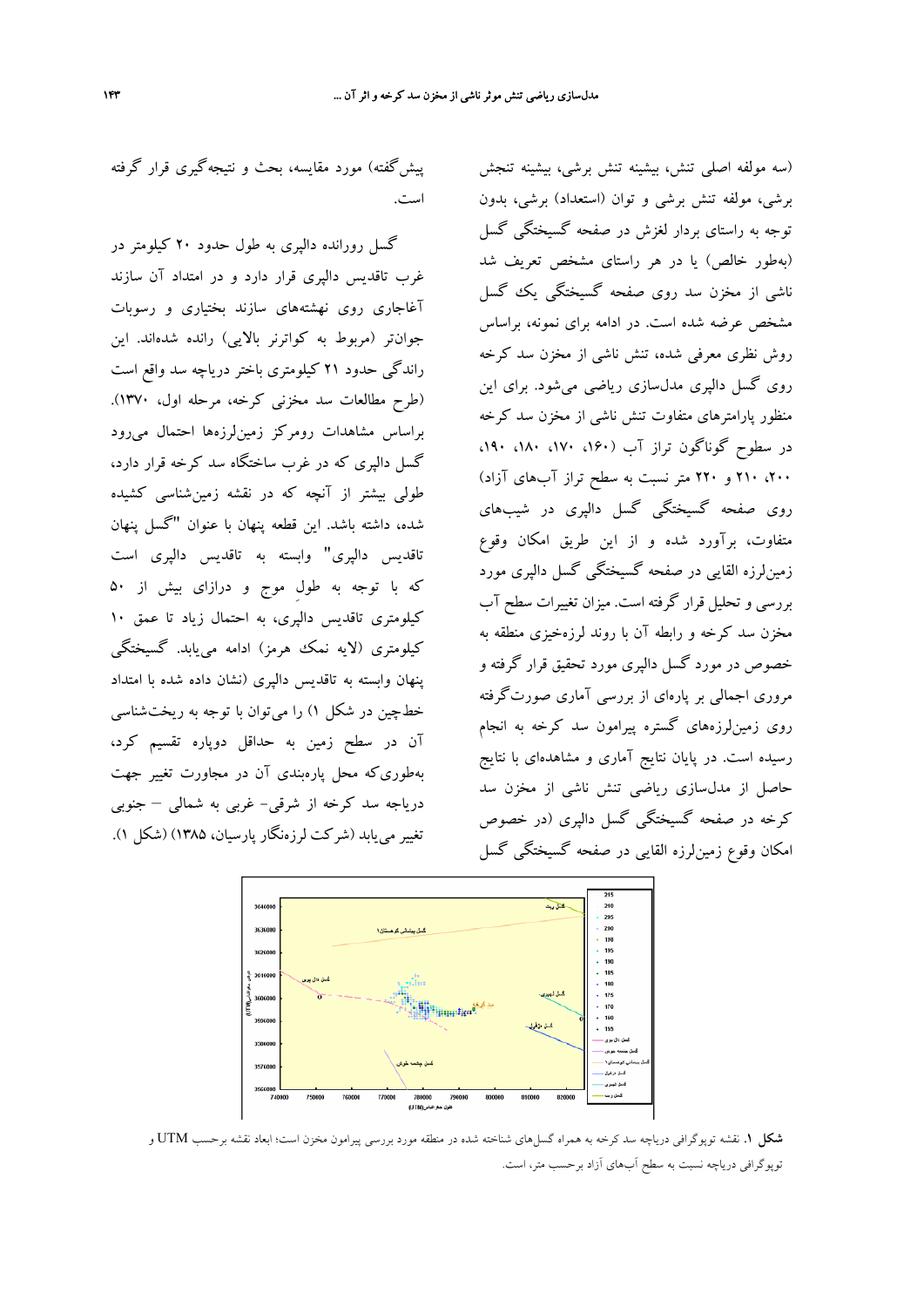(سه مولفه اصلی تنش، بیشینه تنش برشی، بیشینه تنجش برشی، مولفه تنش برشی و توان (استعداد) برشی، بدون توجه به راستای بردار لغزش در صفحه گسیختگی گسل (به‌طور خالص) یا در هر راستای مشخص تعریف شد ناشی از مخزن سد روی صفحه گسیختگی یک گسل مشخص عرضه شده است. در ادامه برای نمونه، براساس روش نظری معرفی شده، تنش ناشی از مخزن سد کرخه روی گسل دالپری مدل‌سازی ریاضی می‌شود. برای این منظور پارامترهای متفاوت تنش ناشی از مخزن سد کرخه در سطوح گوناگون تراز آب (۱۶۰، ۱۷۰، ۱۸۰، ۱۹۰، ۲۰۰، ۲۱۰ و ۲۲۰ متر نسبت به سطح تراز آب‌های آزاد) روی صفحه گسیختگی گسل دالپری در شیب‌های متفاوت، برآورد شده و از این طریق امکان وقوع زمین‌لرزه القایی در صفحه گسیختگی گسل دالپری مورد بررسی و تحلیل قرار گرفته است. میزان تغییرات سطح آب مخزن سد کرخه و رابطه آن با روند لرزه‌خیزی منطقه به خصوص در مورد گسل دالپری مورد تحقیق قرار گرفته و مروری اجمالی بر پاره‌ای از بررسی آماری صورت‌گرفته روی زمین‌لرزه‌های گستره پیرامون سد کرخه به انجام رسیده است. در پایان نتایج آماری و مشاهده‌ای با نتایج حاصل از مدل‌سازی ریاضی تنش ناشی از مخزن سد کرخه در صفحه گسیختگی گسل دالپری (در خصوص امکان وقوع زمین‌لرزه القایی در صفحه گسیختگی گسل پیش‌گفته) مورد مقایسه، بحث و نتیجه‌گیری قرار گرفته است.

گسل رورانده دالپری به طول حدود ۲۰ کیلومتر در غرب تاقدیس دالپری قرار دارد و در امتداد آن سازند آغاجاری روی نهشته‌های سازند بختیاری و رسوبات جوان‌تر (مربوط به کواترنر بالایی) رانده شده‌اند. این راندگی حدود ۲۱ کیلومتری باختر دریاچه سد واقع است (طرح مطالعات سد مخزنی کرخه، مرحله اول، ۱۳۷۰). براساس مشاهدات رومرکز زمین‌لرزه‌ها احتمال می‌رود گسل دالپری که در غرب ساختگاه سد کرخه قرار دارد، طولی بیشتر از آنچه که در نقشه زمین‌شناسی کشیده شده، داشته باشد. این قطعه پنهان با عنوان "گسل پنهان تاقدیس دالپری" وابسته به تاقدیس دالپری است که با توجه به طولِ موج و درازای بیش از ۵۰ کیلومتری تاقدیس دالپری، به احتمال زیاد تا عمق ۱۰ کیلومتری (لایه نمک هرمز) ادامه می‌یابد. گسیختگی پنهان وابسته به تاقدیس دالپری (نشان داده شده با امتداد خط‌چین در شکل ۱) را می‌توان با توجه به ریخت‌شناسی آن در سطح زمین به حداقل دوپاره تقسیم کرد، به‌طوری‌که محل پاره‌بندی آن در مجاورت تغییر جهت دریاچه سد کرخه از شرقی- غربی به شمالی – جنوبی تغییر می‌یابد (شرکت لرزه‌نگار پارسیان، ۱۳۸۵) (شکل ۱).

**شکل ۱.** نقشه توپوگرافی دریاچه سد کرخه به همراه گسل‌های شناخته شده در منطقه مورد بررسی پیرامون مخزن است؛ ابعاد نقشه برحسب UTM و توپوگرافی دریاچه نسبت به سطح آب‌های آزاد برحسب متر، است.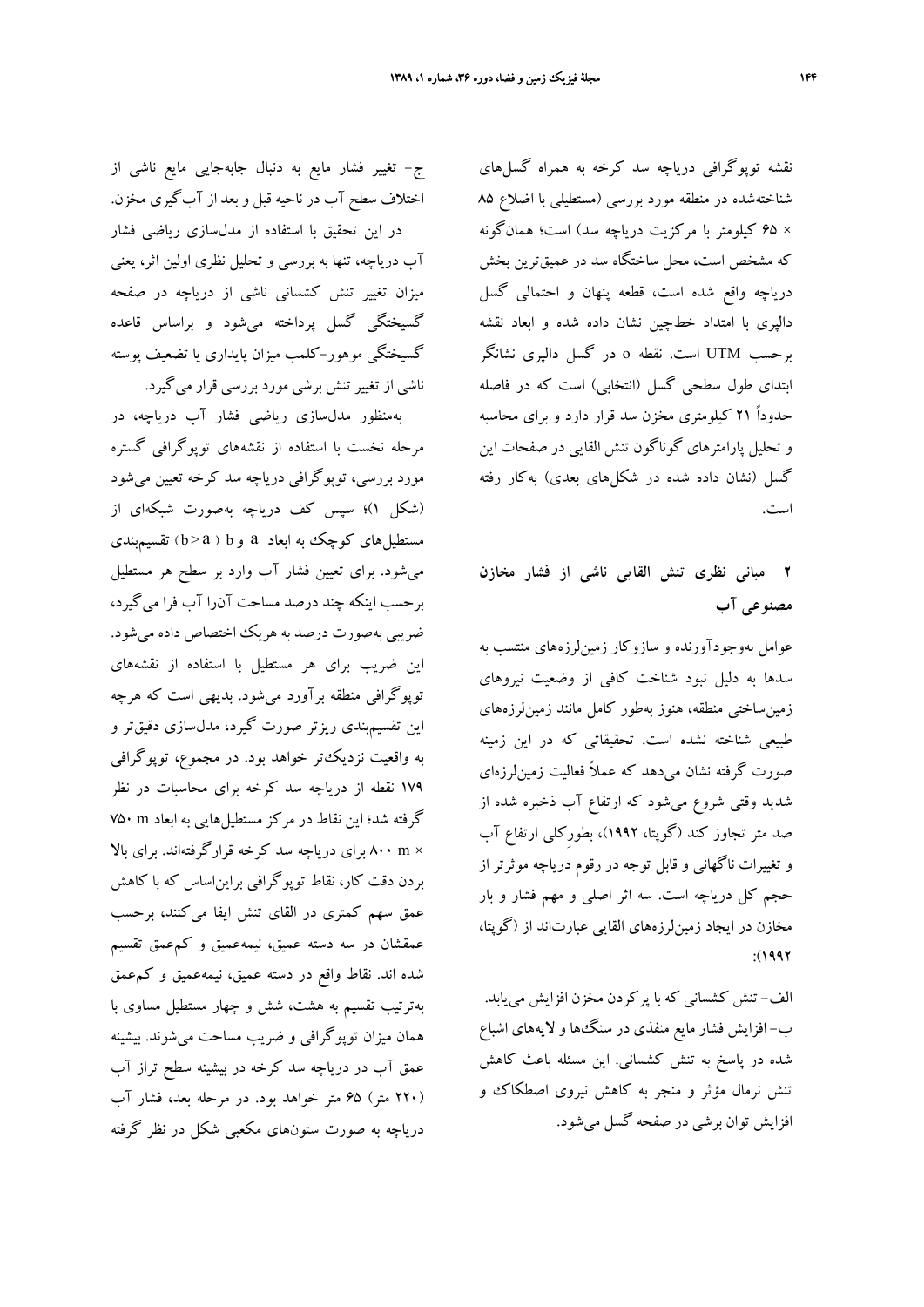نقشه توپوگرافی دریاچه سد کرخه به همراه گسل‌های شناخته‌شده در منطقه مورد بررسی (مستطیلی با اضلاع ۸۵ × ۶۵ کیلومتر با مرکزیت دریاچه سد) است؛ همان‌گونه که مشخص است، محل ساختگاه سد در عمیق‌ترین بخش دریاچه واقع شده است، قطعه پنهان و احتمالی گسل دالپری با امتداد خط‌چین نشان داده شده و ابعاد نقشه برحسب UTM است. نقطه o در گسل دالپری نشانگر ابتدای طول سطحی گسل (انتخابی) است که در فاصله حدوداً ۲۱ کیلومتری مخزن سد قرار دارد و برای محاسبه و تحلیل پارامترهای گوناگون تنش القایی در صفحات این گسل (نشان داده شده در شکل‌های بعدی) به‌کار رفته است.

## ۲ مبانی نظری تنش القایی ناشی از فشار مخازن مصنوعی آب

عوامل به‌وجودآورنده و سازوکار زمین‌لرزه‌های منتسب به سدها به دلیل نبود شناخت کافی از وضعیت نیروهای زمین‌ساختی منطقه، هنوز به‌طور کامل مانند زمین‌لرزه‌های طبیعی شناخته نشده است. تحقیقاتی که در این زمینه صورت گرفته نشان می‌دهد که عملاً فعالیت زمین‌لرزه‌ای شدید وقتی شروع می‌شود که ارتفاع آب ذخیره شده از صد متر تجاوز کند (گوپتا، ۱۹۹۲)، بطورکلی ارتفاع آب و تغییرات ناگهانی و قابل توجه در رقوم دریاچه موثرتر از حجم کل دریاچه است. سه اثر اصلی و مهم فشار و بار مخازن در ایجاد زمین‌لرزه‌های القایی عبارت‌اند از (گوپتا، ۱۹۹۲):

الف- تنش کشسانی که با پرکردن مخزن افزایش می‌یابد.

ب- افزایش فشار مایع منفذی در سنگ‌ها و لایه‌های اشباع شده در پاسخ به تنش کشسانی. این مسئله باعث کاهش تنش نرمال مؤثر و منجر به کاهش نیروی اصطکاک و افزایش توان برشی در صفحه گسل می‌شود.

ج- تغییر فشار مایع به دنبال جابه‌جایی مایع ناشی از اختلاف سطح آب در ناحیه قبل و بعد از آب‌گیری مخزن.

در این تحقیق با استفاده از مدل‌سازی ریاضی فشار آب دریاچه، تنها به بررسی و تحلیل نظری اولین اثر، یعنی میزان تغییر تنش کشسانی ناشی از دریاچه در صفحه گسیختگی گسل پرداخته می‌شود و براساس قاعده گسیختگی موهور-کلمب میزان پایداری یا تضعیف پوسته ناشی از تغییر تنش برشی مورد بررسی قرار می‌گیرد.

به‌منظور مدل‌سازی ریاضی فشار آب دریاچه، در مرحله نخست با استفاده از نقشه‌های توپوگرافی گستره مورد بررسی، توپوگرافی دریاچه سد کرخه تعیین می‌شود (شکل ۱)؛ سپس کف دریاچه به‌صورت شبکه‌ای از مستطیل‌های کوچک به ابعاد a و b ($b>a$) تقسیم‌بندی می‌شود. برای تعیین فشار آب وارد بر سطح هر مستطیل برحسب اینکه چند درصد مساحت آن‌را آب فرا می‌گیرد، ضریبی به‌صورت درصد به هریک اختصاص داده می‌شود. این ضریب برای هر مستطیل با استفاده از نقشه‌های توپوگرافی منطقه برآورد می‌شود. بدیهی است که هرچه این تقسیم‌بندی ریزتر صورت گیرد، مدل‌سازی دقیق‌تر و به واقعیت نزدیک‌تر خواهد بود. در مجموع، توپوگرافی ۱۷۹ نقطه از دریاچه سد کرخه برای محاسبات در نظر گرفته شد؛ این نقاط در مرکز مستطیل‌هایی به ابعاد ۷۵۰ m × ۸۰۰ m برای دریاچه سد کرخه قرارگرفته‌اند. برای بالا بردن دقت کار، نقاط توپوگرافی براین‌اساس که با کاهش عمق سهم کمتری در القای تنش ایفا می‌کنند، برحسب عمقشان در سه دسته عمیق، نیمه‌عمیق و کم‌عمق تقسیم شده اند. نقاط واقع در دسته عمیق، نیمه‌عمیق و کم‌عمق به‌ترتیب تقسیم به هشت، شش و چهار مستطیل مساوی با همان میزان توپوگرافی و ضریب مساحت می‌شوند. بیشینه عمق آب در دریاچه سد کرخه در بیشینه سطح تراز آب (۲۲۰ متر) ۶۵ متر خواهد بود. در مرحله بعد، فشار آب دریاچه به صورت ستون‌های مکعبی شکل در نظر گرفته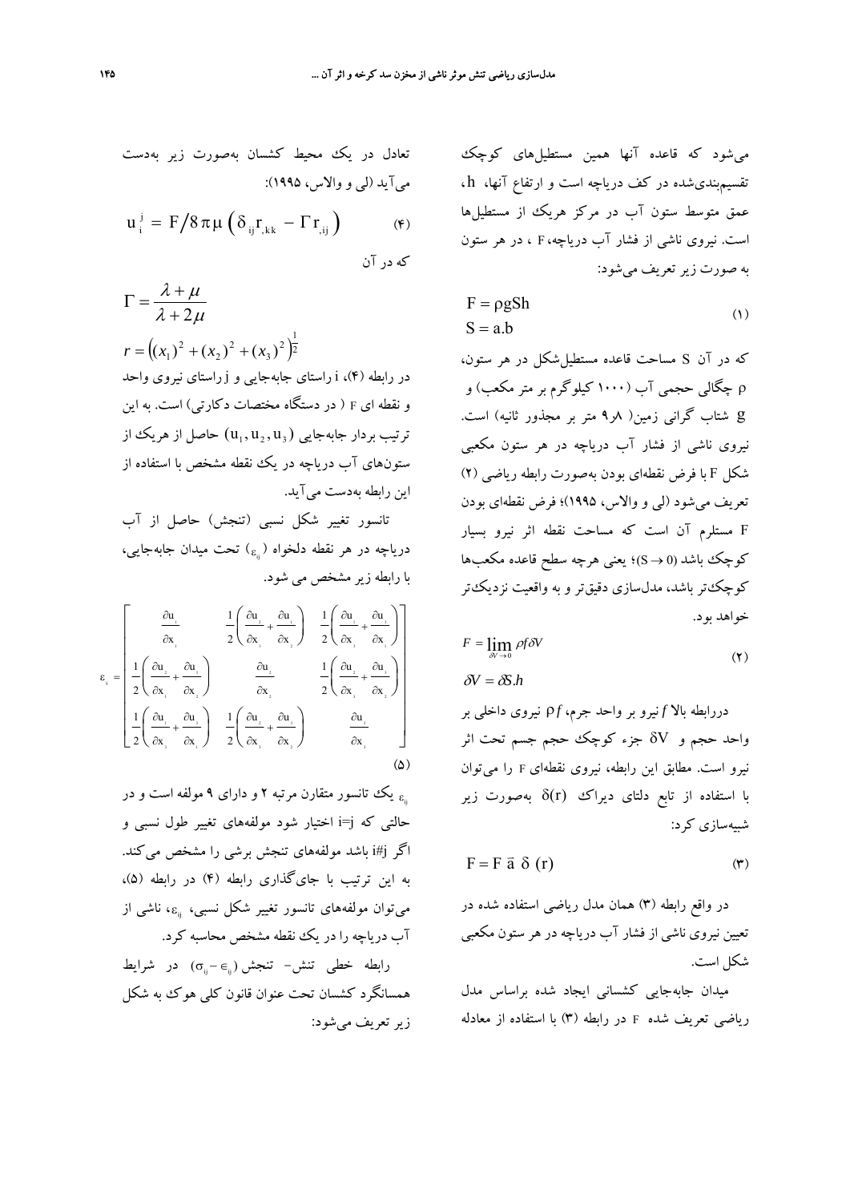می‌شود که قاعده آنها همین مستطیل‌های کوچک تقسیم‌بندی‌شده در کف دریاچه است و ارتفاع آنها، $h$، عمق متوسط ستون آب در مرکز هریک از مستطیل‌ها است. نیروی ناشی از فشار آب دریاچه، $F$ ، در هر ستون به صورت زیر تعریف می‌شود:

$$F = \rho g S h \qquad (۱)$$
$$S = a.b$$

که در آن $S$ مساحت قاعده مستطیل‌شکل در هر ستون، $\rho$ چگالی حجمی آب (۱۰۰۰ کیلوگرم بر متر مکعب) و $g$ شتاب گرانی زمین( ۹٫۸ متر بر مجذور ثانیه) است. نیروی ناشی از فشار آب دریاچه در هر ستون مکعبی شکل $F$ با فرض نقطه‌ای بودن به‌صورت رابطه ریاضی (۲) تعریف می‌شود (لی و والاس، ۱۹۹۵)؛ فرض نقطه‌ای بودن $F$ مستلزم آن است که مساحت نقطه اثر نیرو بسیار کوچک باشد $(S \to 0)$؛ یعنی هرچه سطح قاعده مکعب‌ها کوچک‌تر باشد، مدل‌سازی دقیق‌تر و به واقعیت نزدیک‌تر خواهد بود.

$$F = \lim_{\delta V \to 0} \rho f \delta V \qquad (۲)$$
$$\delta V = \delta S . h$$

دررابطه بالا $f$ نیرو بر واحد جرم، $\rho f$ نیروی داخلی بر واحد حجم و $\delta V$ جزء کوچک حجم جسم تحت اثر نیرو است. مطابق این رابطه، نیروی نقطه‌ای $F$ را می‌توان با استفاده از تابع دلتای دیراک $\delta(r)$ به‌صورت زیر شبیه‌سازی کرد:

$$F = F\,\vec{a}\,\delta(r) \qquad (۳)$$

در واقع رابطه (۳) همان مدل ریاضی استفاده شده در تعیین نیروی ناشی از فشار آب دریاچه در هر ستون مکعبی شکل است.

میدان جابه‌جایی کشسانی ایجاد شده براساس مدل ریاضی تعریف شده $F$ در رابطه (۳) با استفاده از معادله تعادل در یک محیط کشسان به‌صورت زیر به‌دست می‌آید (لی و والاس، ۱۹۹۵):

$$u_i^j = F/8\pi\mu \left(\delta_{ij} r_{,kk} - \Gamma r_{,ij}\right) \qquad (۴)$$

که در آن

$$\Gamma = \frac{\lambda + \mu}{\lambda + 2\mu}$$

$$r = \left((x_1)^2 + (x_2)^2 + (x_3)^2\right)^{\frac{1}{2}}$$

در رابطه (۴)، $i$ راستای جابه‌جایی و $j$ راستای نیروی واحد و نقطه ای $F$ ( در دستگاه مختصات دکارتی) است. به این ترتیب بردار جابه‌جایی $(u_1, u_2, u_3)$ حاصل از هریک از ستون‌های آب دریاچه در یک نقطه مشخص با استفاده از این رابطه به‌دست می‌آید.

تانسور تغییر شکل نسبی (تنجش) حاصل از آب دریاچه در هر نقطه دلخواه $(\varepsilon_{ij})$ تحت میدان جابه‌جایی، با رابطه زیر مشخص می شود.

$$\varepsilon_{ij} = \begin{bmatrix} \frac{\partial u_1}{\partial x_1} & \frac{1}{2}\left(\frac{\partial u_1}{\partial x_2} + \frac{\partial u_2}{\partial x_1}\right) & \frac{1}{2}\left(\frac{\partial u_1}{\partial x_3} + \frac{\partial u_3}{\partial x_1}\right) \\ \frac{1}{2}\left(\frac{\partial u_2}{\partial x_1} + \frac{\partial u_1}{\partial x_2}\right) & \frac{\partial u_2}{\partial x_2} & \frac{1}{2}\left(\frac{\partial u_2}{\partial x_3} + \frac{\partial u_3}{\partial x_2}\right) \\ \frac{1}{2}\left(\frac{\partial u_3}{\partial x_1} + \frac{\partial u_1}{\partial x_3}\right) & \frac{1}{2}\left(\frac{\partial u_3}{\partial x_2} + \frac{\partial u_2}{\partial x_3}\right) & \frac{\partial u_3}{\partial x_3} \end{bmatrix} \qquad (۵)$$

$\varepsilon_{ij}$ یک تانسور متقارن مرتبه ۲ و دارای ۹ مولفه است و در حالتی که $i=j$ اختیار شود مولفه‌های تغییر طول نسبی و اگر $i \neq j$ باشد مولفه‌های تنجش برشی را مشخص می‌کند. به این ترتیب با جای‌گذاری رابطه (۴) در رابطه (۵)، می‌توان مولفه‌های تانسور تغییر شکل نسبی، $\varepsilon_{ij}$، ناشی از آب دریاچه را در یک نقطه مشخص محاسبه کرد.

رابطه خطی تنش- تنجش $(\sigma_{ij} - \epsilon_{ij})$ در شرایط همسانگرد کشسان تحت عنوان قانون کلی هوک به شکل زیر تعریف می‌شود: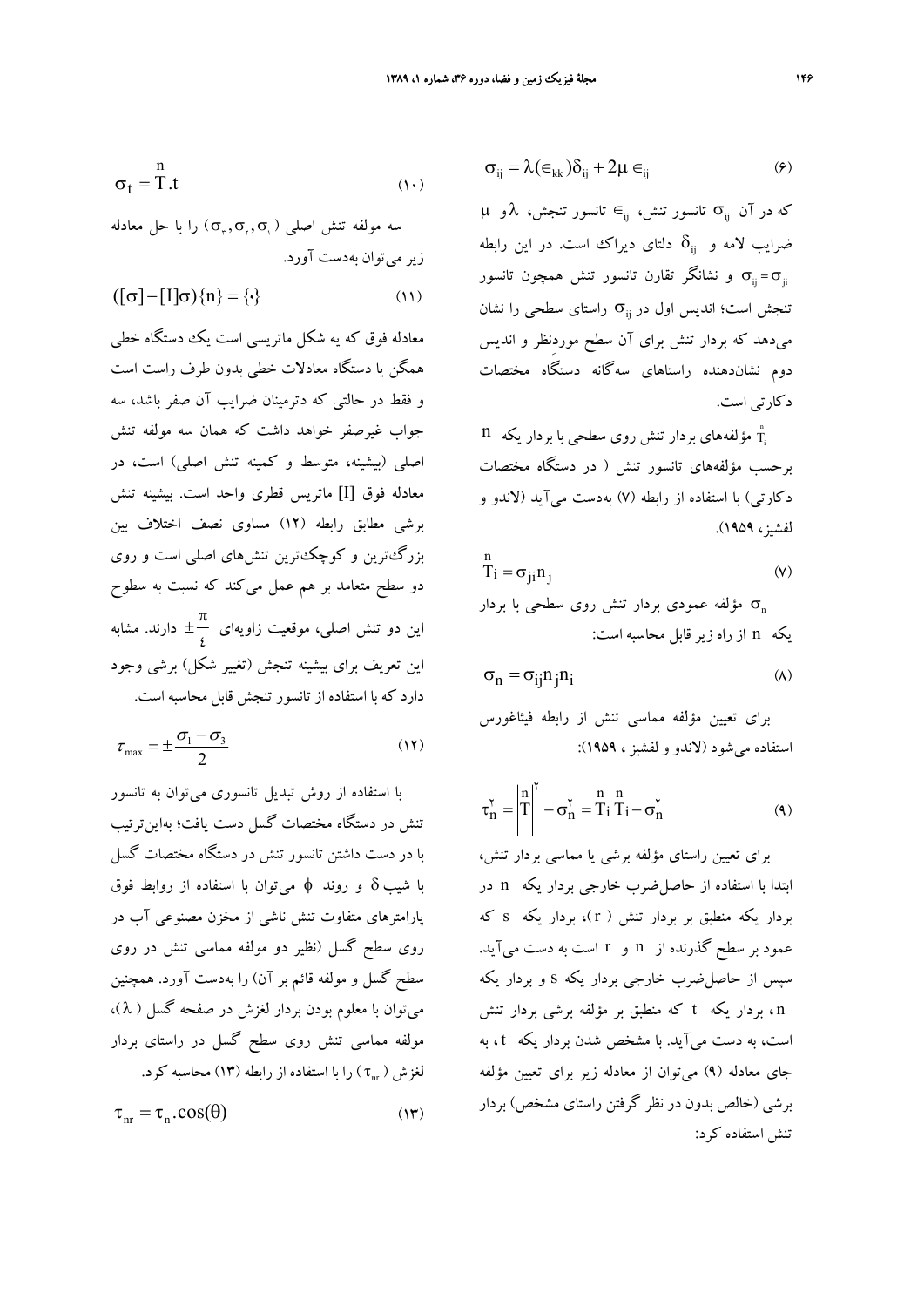$$\sigma_{ij} = \lambda(\epsilon_{kk})\delta_{ij} + 2\mu \epsilon_{ij} \tag{۶}$$

که در آن $\sigma_{ij}$ تانسور تنش، $\epsilon_{ij}$ تانسور تنجش، $\lambda$ و $\mu$ ضرایب لامه و $\delta_{ij}$ دلتای دیراک است. در این رابطه $\sigma_{ij}=\sigma_{ji}$ و نشانگر تقارن تانسور تنش همچون تانسور تنجش است؛ اندیس اول در $\sigma_{ij}$ راستای سطحی را نشان می‌دهد که بردار تنش برای آن سطح موردنظر و اندیس دوم نشان‌دهنده راستاهای سه‌گانه دستگاه مختصات دکارتی است.

$\overset{n}{T}_i$ مؤلفه‌های بردار تنش روی سطحی با بردار یکه $n$ برحسب مؤلفه‌های تانسور تنش ( در دستگاه مختصات دکارتی) با استفاده از رابطه (۷) به‌دست می‌آید (لاندو و لفشیز، ۱۹۵۹).

$$\overset{n}{T}_i = \sigma_{ji} n_j \tag{۷}$$

$\sigma_n$ مؤلفه عمودی بردار تنش روی سطحی با بردار یکه $n$ از راه زیر قابل محاسبه است:

$$\sigma_n = \sigma_{ij} n_j n_i \tag{۸}$$

برای تعیین مؤلفه مماسی تنش از رابطه فیثاغورس استفاده می‌شود (لاندو و لفشیز ، ۱۹۵۹):

$$\tau_n^2 = \left|\overset{n}{T}\right|^2 - \sigma_n^2 = \overset{n}{T}_i \overset{n}{T}_i - \sigma_n^2 \tag{۹}$$

برای تعیین راستای مؤلفه برشی یا مماسی بردار تنش، ابتدا با استفاده از حاصل‌ضرب خارجی بردار یکه $n$ در بردار یکه منطبق بر بردار تنش ( $r$ )، بردار یکه $s$ که عمود بر سطح گذرنده از $n$ و $r$ است به دست می‌آید. سپس از حاصل‌ضرب خارجی بردار یکه $s$ و بردار یکه $n$، بردار یکه $t$ که منطبق بر مؤلفه برشی بردار تنش است، به دست می‌آید. با مشخص شدن بردار یکه $t$، به جای معادله (۹) می‌توان از معادله زیر برای تعیین مؤلفه برشی (خالص بدون در نظر گرفتن راستای مشخص) بردار تنش استفاده کرد:

$$\sigma_t = \overset{n}{T} . t \tag{۱۰}$$

سه مولفه تنش اصلی ( $\sigma_3, \sigma_2, \sigma_1$ ) را با حل معادله زیر می‌توان به‌دست آورد.

$$([\sigma] - [I]\sigma)\{n\} = \{0\} \tag{۱۱}$$

معادله فوق که به شکل ماتریسی است یک دستگاه خطی همگن یا دستگاه معادلات خطی بدون طرف راست است و فقط در حالتی که دترمینان ضرایب آن صفر باشد، سه جواب غیرصفر خواهد داشت که همان سه مولفه تنش اصلی (بیشینه، متوسط و کمینه تنش اصلی) است، در معادله فوق $[I]$ ماتریس قطری واحد است. بیشینه تنش برشی مطابق رابطه (۱۲) مساوی نصف اختلاف بین بزرگ‌ترین و کوچک‌ترین تنش‌های اصلی است و روی دو سطح متعامد بر هم عمل می‌کند که نسبت به سطوح این دو تنش اصلی، موقعیت زاویه‌ای $\pm\frac{\pi}{4}$ دارند. مشابه این تعریف برای بیشینه تنجش (تغییر شکل) برشی وجود دارد که با استفاده از تانسور تنجش قابل محاسبه است.

$$\tau_{max} = \pm\frac{\sigma_1 - \sigma_3}{2} \tag{۱۲}$$

با استفاده از روش تبدیل تانسوری می‌توان به تانسور تنش در دستگاه مختصات گسل دست یافت؛ بدین‌ترتیب با در دست داشتن تانسور تنش در دستگاه مختصات گسل با شیب $\delta$ و روند $\phi$ می‌توان با استفاده از روابط فوق پارامترهای متفاوت تنش ناشی از مخزن مصنوعی آب در روی سطح گسل (نظیر دو مولفه مماسی تنش در روی سطح گسل و مولفه قائم بر آن) را به‌دست آورد. همچنین می‌توان با معلوم بودن بردار لغزش در صفحه گسل ( $\lambda$ )، مولفه مماسی تنش روی سطح گسل در راستای بردار لغزش ( $\tau_{nr}$ ) را با استفاده از رابطه (۱۳) محاسبه کرد.

$$\tau_{nr} = \tau_n . \cos(\theta) \tag{۱۳}$$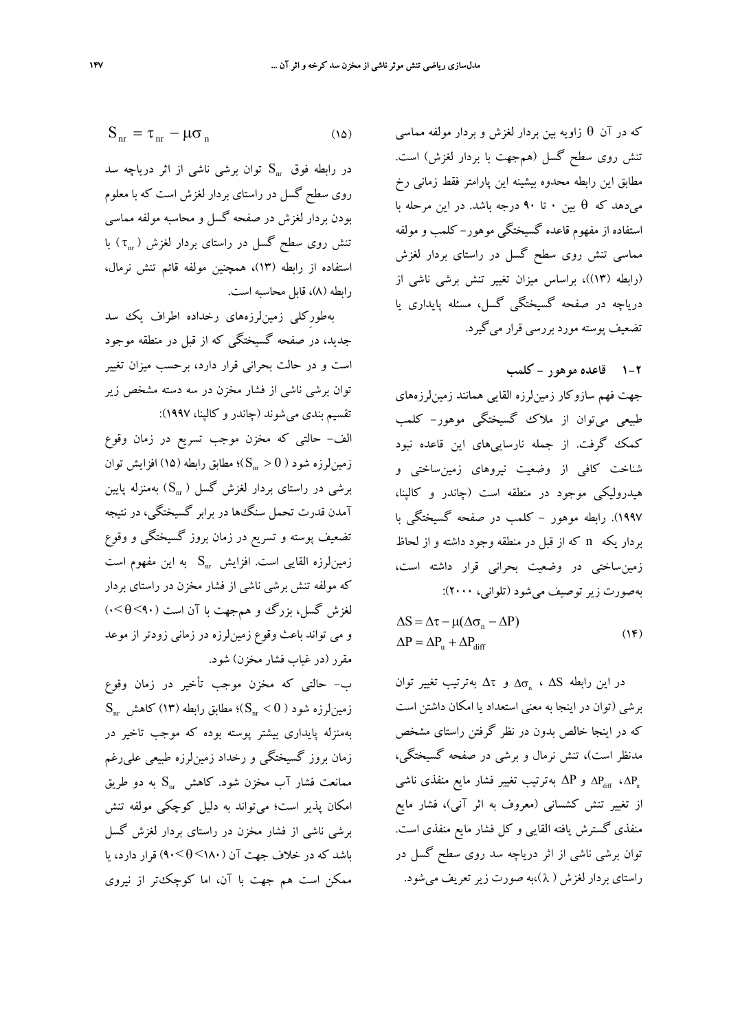که در آن $\theta$ زاویه بین بردار لغزش و بردار مولفه مماسی تنش روی سطح گسل (هم‌جهت با بردار لغزش) است. مطابق این رابطه محدوه بیشینه این پارامتر فقط زمانی رخ می‌دهد که $\theta$ بین ۰ تا ۹۰ درجه باشد. در این مرحله با استفاده از مفهوم قاعده گسیختگی موهور- کلمب و مولفه مماسی تنش روی سطح گسل در راستای بردار لغزش (رابطه (۱۳))، براساس میزان تغییر تنش برشی ناشی از دریاچه در صفحه گسیختگی گسل، مسئله پایداری یا تضعیف پوسته مورد بررسی قرار می‌گیرد.

## ۲-۱ قاعده موهور - کلمب

جهت فهم سازوکار زمین‌لرزه القایی همانند زمین‌لرزه‌های طبیعی می‌توان از ملاک گسیختگی موهور- کلمب کمک گرفت. از جمله نارسایی‌های این قاعده نبود شناخت کافی از وضعیت نیروهای زمین‌ساختی و هیدرولیکی موجود در منطقه است (چاندر و کالپنا، ۱۹۹۷). رابطه موهور - کلمب در صفحه گسیختگی با بردار یکه $n$ که از قبل در منطقه وجود داشته و از لحاظ زمین‌ساختی در وضعیت بحرانی قرار داشته است، به‌صورت زیر توصیف می‌شود (تلوانی، ۲۰۰۰):

$$\Delta S = \Delta\tau - \mu(\Delta\sigma_n - \Delta P) \qquad (۱۴)$$
$$\Delta P = \Delta P_u + \Delta P_{diff}$$

در این رابطه $\Delta S$ ، $\Delta\sigma_n$ و $\Delta\tau$ به‌ترتیب تغییر توان برشی (توان در اینجا به معنی استعداد یا امکان داشتن است که در اینجا خالص بدون در نظر گرفتن راستای مشخص مدنظر است)، تنش نرمال و برشی در صفحه گسیختگی، $\Delta P_u$، $\Delta P_{diff}$ و $\Delta P$ به‌ترتیب تغییر فشار مایع منفذی ناشی از تغییر تنش کشسانی (معروف به اثر آنی)، فشار مایع منفذی گسترش یافته القایی و کل فشار مایع منفذی است. توان برشی ناشی از اثر دریاچه سد روی سطح گسل در راستای بردار لغزش ($\lambda$)،به صورت زیر تعریف می‌شود.

$$S_{nr} = \tau_{nr} - \mu\sigma_n \qquad (۱۵)$$

در رابطه فوق $S_{nr}$ توان برشی ناشی از اثر دریاچه سد روی سطح گسل در راستای بردار لغزش است که با معلوم بودن بردار لغزش در صفحه گسل و محاسبه مولفه مماسی تنش روی سطح گسل در راستای بردار لغزش ($\tau_{nr}$) با استفاده از رابطه (۱۳)، همچنین مولفه قائم تنش نرمال، رابطه (۸)، قابل محاسبه است.

به‌طورکلی زمین‌لرزه‌های رخداده اطراف یک سد جدید، در صفحه گسیختگی که از قبل در منطقه موجود است و در حالت بحرانی قرار دارد، برحسب میزان تغییر توان برشی ناشی از فشار مخزن در سه دسته مشخص زیر تقسیم بندی می‌شوند (چاندر و کالپنا، ۱۹۹۷):

الف- حالتی که مخزن موجب تسریع در زمان وقوع زمین‌لرزه شود ($S_{nr} > 0$)؛ مطابق رابطه (۱۵) افزایش توان برشی در راستای بردار لغزش گسل ($S_{nr}$) به‌منزله پایین آمدن قدرت تحمل سنگ‌ها در برابر گسیختگی، در نتیجه تضعیف پوسته و تسریع در زمان بروز گسیختگی و وقوع زمین‌لرزه القایی است. افزایش $S_{nr}$ به این مفهوم است که مولفه تنش برشی ناشی از فشار مخزن در راستای بردار لغزش گسل، بزرگ و هم‌جهت با آن است (۹۰>$\theta$>۰) و می تواند باعث وقوع زمین‌لرزه در زمانی زودتر از موعد مقرر (در غیاب فشار مخزن) شود.

ب- حالتی که مخزن موجب تأخیر در زمان وقوع زمین‌لرزه شود ($S_{nr} < 0$)؛ مطابق رابطه (۱۳) کاهش $S_{nr}$ به‌منزله پایداری بیشتر پوسته بوده که موجب تاخیر در زمان بروز گسیختگی و رخداد زمین‌لرزه طبیعی علی‌رغم ممانعت فشار آب مخزن شود. کاهش $S_{nr}$ به دو طریق امکان پذیر است؛ می‌تواند به دلیل کوچکی مولفه تنش برشی ناشی از فشار مخزن در راستای بردار لغزش گسل باشد که در خلاف جهت آن (۱۸۰>$\theta$>۹۰) قرار دارد، یا ممکن است هم جهت با آن، اما کوچک‌تر از نیروی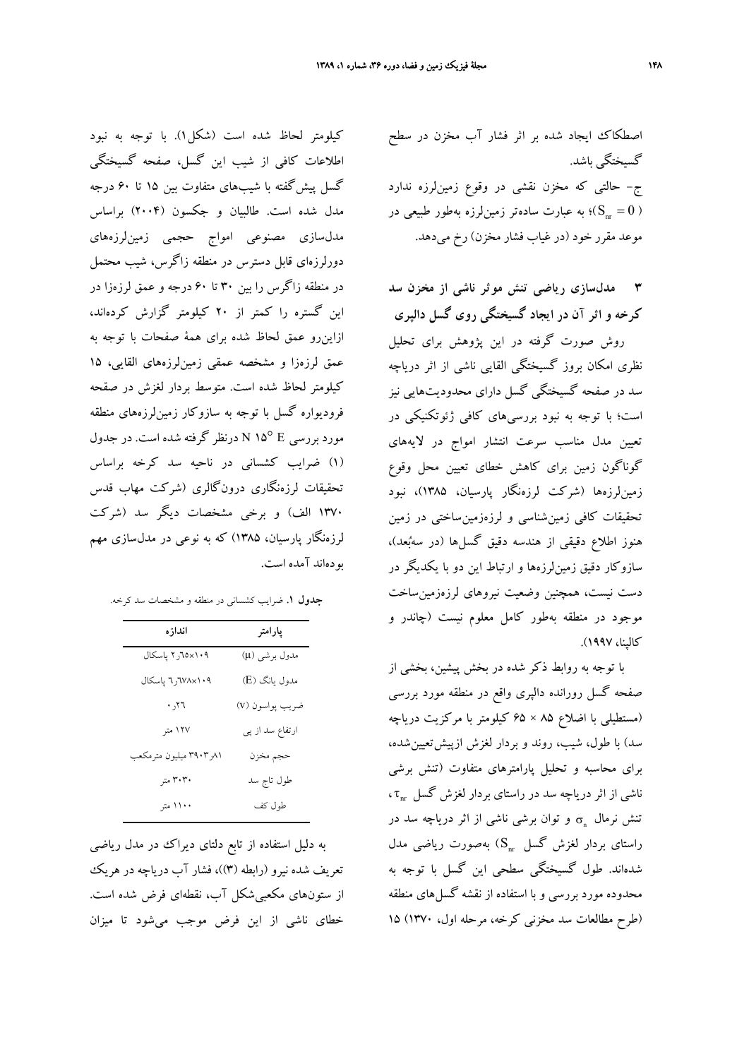اصطکاک ایجاد شده بر اثر فشار آب مخزن در سطح گسیختگی باشد.

ج- حالتی که مخزن نقشی در وقوع زمین‌لرزه ندارد ($S_{nr} = 0$)؛ به عبارت ساده‌تر زمین‌لرزه به‌طور طبیعی در موعد مقرر خود (در غیاب فشار مخزن) رخ می‌دهد.

## ۳ مدل‌سازی ریاضی تنش موثر ناشی از مخزن سد کرخه و اثر آن در ایجاد گسیختگی روی گسل دالپری

روش صورت گرفته در این پژوهش برای تحلیل نظری امکان بروز گسیختگی القایی ناشی از اثر دریاچه سد در صفحه گسیختگی گسل دارای محدودیت‌هایی نیز است؛ با توجه به نبود بررسی‌های کافی ژئوتکنیکی در تعیین مدل مناسب سرعت انتشار امواج در لایه‌های گوناگون زمین برای کاهش خطای تعیین محل وقوع زمین‌لرزه‌ها (شرکت لرزه‌نگار پارسیان، ۱۳۸۵)، نبود تحقیقات کافی زمین‌شناسی و لرزه‌زمین‌ساختی در زمین هنوز اطلاع دقیقی از هندسه دقیق گسل‌ها (در سه‌بُعد)، سازوکار دقیق زمین‌لرزه‌ها و ارتباط این دو با یکدیگر در دست نیست، همچنین وضعیت نیروهای لرزه‌زمین‌ساخت موجود در منطقه به‌طور کامل معلوم نیست (چاندر و کالپنا، ۱۹۹۷).

با توجه به روابط ذکر شده در بخش پیشین، بخشی از صفحه گسل رورانده دالپری واقع در منطقه مورد بررسی (مستطیلی با اضلاع ۸۵ × ۶۵ کیلومتر با مرکزیت دریاچه سد) با طول، شیب، روند و بردار لغزش ازپیش‌تعیین‌شده، برای محاسبه و تحلیل پارامترهای متفاوت (تنش برشی ناشی از اثر دریاچه سد در راستای بردار لغزش گسل $\tau_{nr}$، تنش نرمال $\sigma_n$ و توان برشی ناشی از اثر دریاچه سد در راستای بردار لغزش گسل $S_{nr}$) به‌صورت ریاضی مدل شده‌اند. طول گسیختگی سطحی این گسل با توجه به محدوده مورد بررسی و با استفاده از نقشه گسل‌های منطقه (طرح مطالعات سد مخزنی کرخه، مرحله اول، ۱۳۷۰) ۱۵ کیلومتر لحاظ شده است (شکل۱). با توجه به نبود اطلاعات کافی از شیب این گسل، صفحه گسیختگی گسل پیش‌گفته با شیب‌های متفاوت بین ۱۵ تا ۶۰ درجه مدل شده است. طالبیان و جکسون (۲۰۰۴) براساس مدل‌سازی مصنوعی امواج حجمی زمین‌لرزه‌های دورلرزه‌ای قابل دسترس در منطقه زاگرس، شیب محتمل در منطقه زاگرس را بین ۳۰ تا ۶۰ درجه و عمق لرزه‌زا در این گستره را کمتر از ۲۰ کیلومتر گزارش کرده‌اند، ازاین‌رو عمق لحاظ شده برای همهٔ صفحات با توجه به عمق لرزه‌زا و مشخصه عمقی زمین‌لرزه‌های القایی، ۱۵ کیلومتر لحاظ شده است. متوسط بردار لغزش در صفحه فرودیواره گسل با توجه به سازوکار زمین‌لرزه‌های منطقه مورد بررسی $N\ 15°\ E$ درنظر گرفته شده است. در جدول (۱) ضرایب کشسانی در ناحیه سد کرخه براساس تحقیقات لرزه‌نگاری درون‌گالری (شرکت مهاب قدس ۱۳۷۰ الف) و برخی مشخصات دیگر سد (شرکت لرزه‌نگار پارسیان، ۱۳۸۵) که به نوعی در مدل‌سازی مهم بوده‌اند آمده است.

**جدول ۱.** ضرایب کشسانی در منطقه و مشخصات سد کرخه.

| پارامتر | اندازه |
|---|---|
| مدول برشی ($\mu$) | ۱۰۹×۲٫۶۵ پاسکال |
| مدول یانگ ($E$) | ۱۰۹×۶٫۶۷۸ پاسکال |
| ضریب پواسون ($\nu$) | ۰٫۲۶ |
| ارتفاع سد از پی | ۱۲۷ متر |
| حجم مخزن | ۸۱٫۳۹۰۳ میلیون مترمکعب |
| طول تاج سد | ۳۰۳۰ متر |
| طول کف | ۱۱۰۰ متر |

به دلیل استفاده از تابع دلتای دیراک در مدل ریاضی تعریف شده نیرو (رابطه (۳))، فشار آب دریاچه در هریک از ستون‌های مکعبی‌شکل آب، نقطه‌ای فرض شده است. خطای ناشی از این فرض موجب می‌شود تا میزان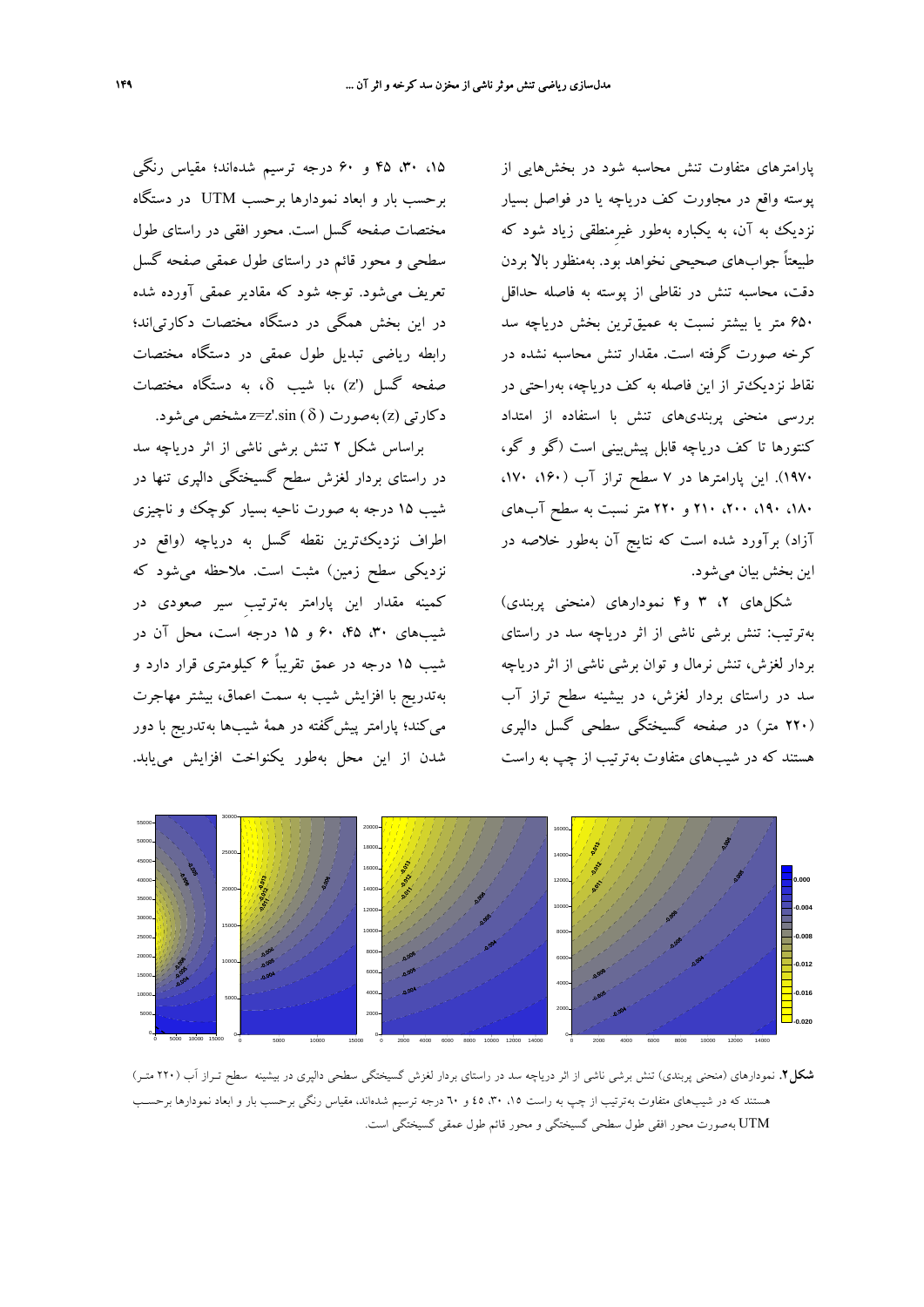پارامترهای متفاوت تنش محاسبه شود در بخش‌هایی از پوسته واقع در مجاورت کف دریاچه یا در فواصل بسیار نزدیک به آن، به یکباره به‌طور غیرمنطقی زیاد شود که طبیعتاً جواب‌های صحیحی نخواهد بود. به‌منظور بالا بردن دقت، محاسبه تنش در نقاطی از پوسته به فاصله حداقل ۶۵۰ متر یا بیشتر نسبت به عمیق‌ترین بخش دریاچه سد کرخه صورت گرفته است. مقدار تنش محاسبه نشده در نقاط نزدیک‌تر از این فاصله به کف دریاچه، به‌راحتی در بررسی منحنی پربندی‌های تنش با استفاده از امتداد کنتورها تا کف دریاچه قابل پیش‌بینی است (گو و گو، ۱۹۷۰). این پارامترها در ۷ سطح تراز آب (۱۶۰، ۱۷۰، ۱۸۰، ۱۹۰، ۲۰۰، ۲۱۰ و ۲۲۰ متر نسبت به سطح آب‌های آزاد) برآورد شده است که نتایج آن به‌طور خلاصه در این بخش بیان می‌شود.

شکل‌های ۲، ۳ و۴ نمودارهای (منحنی پربندی) به‌ترتیب: تنش برشی ناشی از اثر دریاچه سد در راستای بردار لغزش، تنش نرمال و توان برشی ناشی از اثر دریاچه سد در راستای بردار لغزش، در بیشینه سطح تراز آب (۲۲۰ متر) در صفحه گسیختگی سطحی گسل دالپری هستند که در شیب‌های متفاوت به‌ترتیب از چپ به راست ۱۵، ۳۰، ۴۵ و ۶۰ درجه ترسیم شده‌اند؛ مقیاس رنگی برحسب بار و ابعاد نمودارها برحسب UTM در دستگاه مختصات صفحه گسل است. محور افقی در راستای طول سطحی و محور قائم در راستای طول عمقی صفحه گسل تعریف می‌شود. توجه شود که مقادیر عمقی آورده شده در این بخش همگی در دستگاه مختصات دکارتی‌اند؛ رابطه ریاضی تبدیل طول عمقی در دستگاه مختصات صفحه گسل ($z'$)، با شیب $\delta$، به دستگاه مختصات دکارتی ($z$) به‌صورت $z=z'.\sin(\delta)$ مشخص می‌شود.

براساس شکل ۲ تنش برشی ناشی از اثر دریاچه سد در راستای بردار لغزش سطح گسیختگی دالپری تنها در شیب ۱۵ درجه به صورت ناحیه بسیار کوچک و ناچیزی اطراف نزدیک‌ترین نقطه گسل به دریاچه (واقع در نزدیکی سطح زمین) مثبت است. ملاحظه می‌شود که کمینه مقدار این پارامتر به‌ترتیبِ سیر صعودی در شیب‌های ۳۰، ۴۵، ۶۰ و ۱۵ درجه است، محل آن در شیب ۱۵ درجه در عمق تقریباً ۶ کیلومتری قرار دارد و به‌تدریج با افزایش شیب به سمت اعماق، بیشتر مهاجرت می‌کند؛ پارامتر پیش‌گفته در همهٔ شیب‌ها به‌تدریج با دور شدن از این محل به‌طور یکنواخت افزایش می‌یابد.

**شکل ۲.** نمودارهای (منحنی پربندی) تنش برشی ناشی از اثر دریاچه سد در راستای بردار لغزش گسیختگی سطحی دالپری در بیشینه سطح تراز آب (۲۲۰ متر) هستند که در شیب‌های متفاوت به‌ترتیب از چپ به راست ۱۵، ۳۰، ٤٥ و ٦٠ درجه ترسیم شده‌اند، مقیاس رنگی برحسب بار و ابعاد نمودارها برحسب UTM به‌صورت محور افقی طول سطحی گسیختگی و محور قائم طول عمقی گسیختگی است.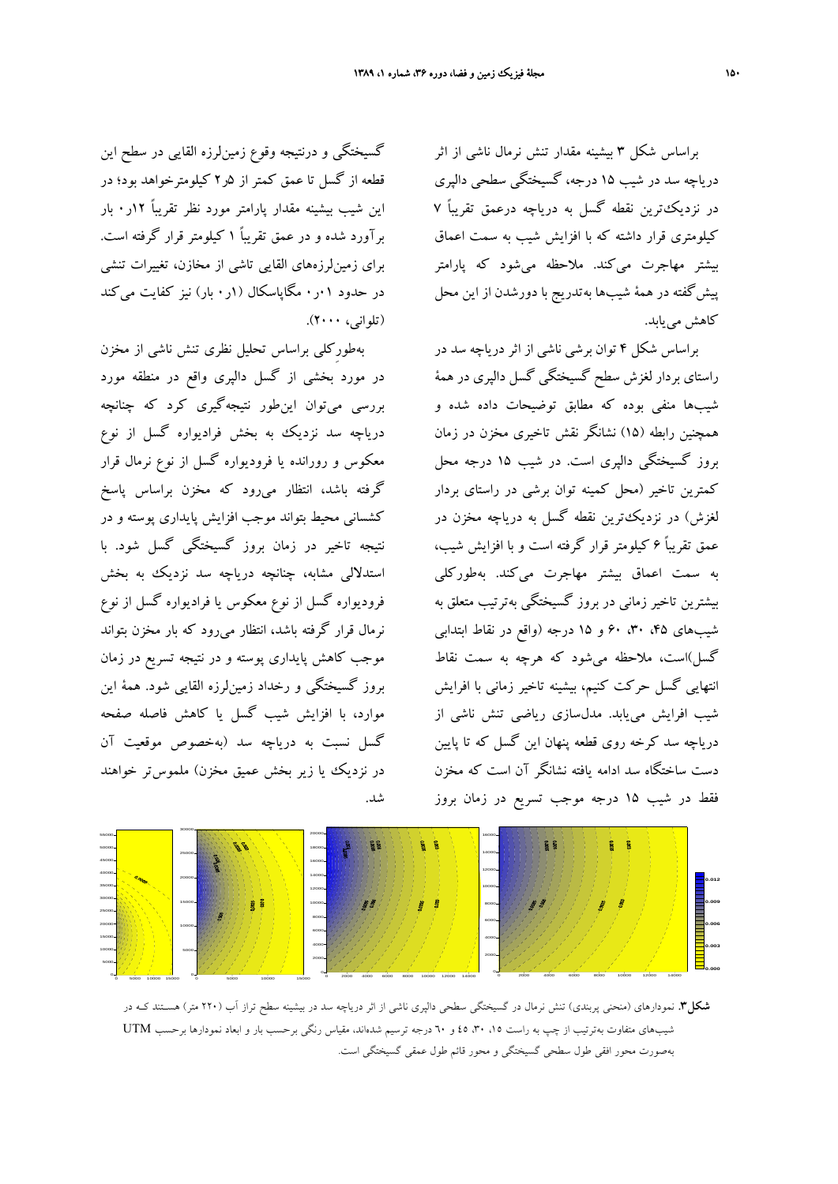براساس شکل ۳ بیشینه مقدار تنش نرمال ناشی از اثر دریاچه سد در شیب ۱۵ درجه، گسیختگی سطحی دالپری در نزدیک‌ترین نقطه گسل به دریاچه درعمق تقریباً ۷ کیلومتری قرار داشته که با افزایش شیب به سمت اعماق بیشتر مهاجرت می‌کند. ملاحظه می‌شود که پارامتر پیش‌گفته در همهٔ شیب‌ها به‌تدریج با دورشدن از این محل کاهش می‌یابد.

براساس شکل ۴ توان برشی ناشی از اثر دریاچه سد در راستای بردار لغزش سطح گسیختگی گسل دالپری در همهٔ شیب‌ها منفی بوده که مطابق توضیحات داده شده و همچنین رابطه (۱۵) نشانگر نقش تاخیری مخزن در زمان بروز گسیختگی دالپری است. در شیب ۱۵ درجه محل کمترین تاخیر (محل کمینه توان برشی در راستای بردار لغزش) در نزدیک‌ترین نقطه گسل به دریاچه مخزن در عمق تقریباً ۶ کیلومتر قرار گرفته است و با افزایش شیب، به سمت اعماق بیشتر مهاجرت می‌کند. به‌طورکلی بیشترین تاخیر زمانی در بروز گسیختگی به‌ترتیب متعلق به شیب‌های ۴۵، ۳۰، ۶۰ و ۱۵ درجه (واقع در نقاط ابتدایی گسل)است، ملاحظه می‌شود که هرچه به سمت نقاط انتهایی گسل حرکت کنیم، بیشینه تاخیر زمانی با افزایش شیب افزایش می‌یابد. مدل‌سازی ریاضی تنش ناشی از دریاچه سد کرخه روی قطعه پنهان این گسل که تا پایین دست ساختگاه سد ادامه یافته نشانگر آن است که مخزن فقط در شیب ۱۵ درجه موجب تسریع در زمان بروز گسیختگی و درنتیجه وقوع زمین‌لرزه القایی در سطح این قطعه از گسل تا عمق کمتر از ۲٫۵ کیلومترخواهد بود؛ در این شیب بیشینه مقدار پارامتر مورد نظر تقریباً ۰٫۱۲ بار برآورد شده و در عمق تقریباً ۱ کیلومتر قرار گرفته است. برای زمین‌لرزه‌های القایی تاشی از مخازن، تغییرات تنشی در حدود ۰٫۰۱ مگاپاسکال (۰٫۱ بار) نیز کفایت می‌کند (تلوانی، ۲۰۰۰).

به‌طورکلی براساس تحلیل نظری تنش ناشی از مخزن در مورد بخشی از گسل دالپری واقع در منطقه مورد بررسی می‌توان این‌طور نتیجه‌گیری کرد که چنانچه دریاچه سد نزدیک به بخش فرادیواره گسل از نوع معکوس و رورانده یا فرودیواره گسل از نوع نرمال قرار گرفته باشد، انتظار می‌رود که مخزن براساس پاسخ کشسانی محیط بتواند موجب افزایش پایداری پوسته و در نتیجه تاخیر در زمان بروز گسیختگی گسل شود. با استدلالی مشابه، چنانچه دریاچه سد نزدیک به بخش فرودیواره گسل از نوع معکوس یا فرادیواره گسل از نوع نرمال قرار گرفته باشد، انتظار می‌رود که بار مخزن بتواند موجب کاهش پایداری پوسته و در نتیجه تسریع در زمان بروز گسیختگی و رخداد زمین‌لرزه القایی شود. همهٔ این موارد، با افزایش شیب گسل یا کاهش فاصله صفحه گسل نسبت به دریاچه سد (به‌خصوص موقعیت آن در نزدیک یا زیر بخش عمیق مخزن) ملموس‌تر خواهند شد.

**شکل ۳.** نمودارهای (منحنی پربندی) تنش نرمال در گسیختگی سطحی دالپری ناشی از اثر دریاچه سد در بیشینه سطح تراز آب (۲۲۰ متر) هستند کـه در شیب‌های متفاوت به‌ترتیب از چپ به راست ۱۵، ۳۰، ۴۵ و ۶۰ درجه ترسیم شده‌اند، مقیاس رنگی برحسب بار و ابعاد نمودارها برحسب UTM به‌صورت محور افقی طول سطحی گسیختگی و محور قائم طول عمقی گسیختگی است.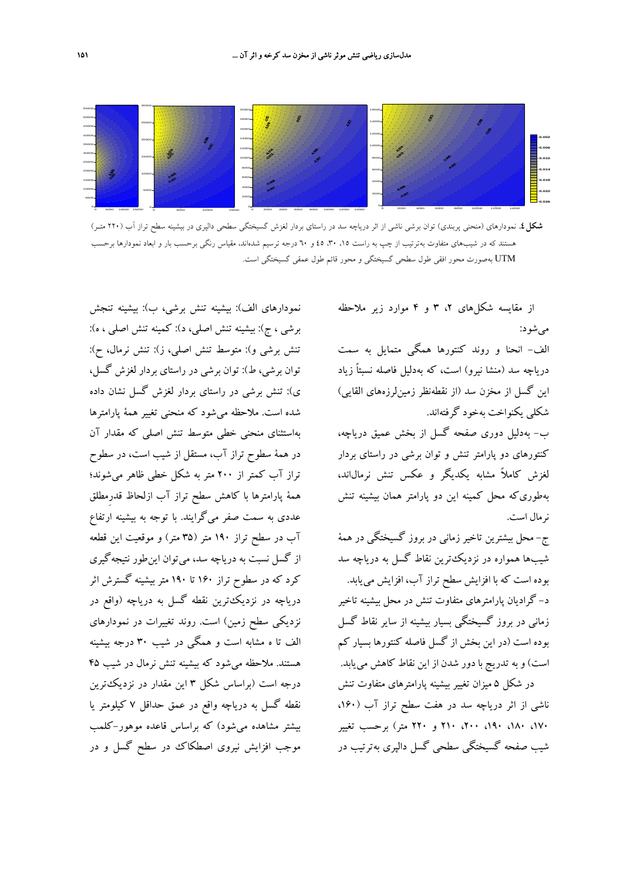**شکل ٤.** نمودارهای (منحنی پربندی) توان برشی ناشی از اثر دریاچه سد در راستای بردار لغزش گسیختگی سطحی دالپری در بیشینه سطح تراز آب (۲۲۰ متـر) هستند که در شیب‌های متفاوت به‌ترتیب از چپ به راست ۱۵، ۳۰، ٤٥ و ٦٠ درجه ترسیم شده‌اند، مقیاس رنگی برحسب بار و ابعاد نمودارها برحسب UTM به‌صورت محور افقی طول سطحی گسیختگی و محور قائم طول عمقی گسیختگی است.

از مقایسه شکل‌های ۲، ۳ و ۴ موارد زیر ملاحظه می‌شود:

الف- انحنا و روند کنتورها همگی متمایل به سمت دریاچه سد (منشا نیرو) است، که به‌دلیل فاصله نسبتاً زیاد این گسل از مخزن سد (از نقطه‌نظر زمین‌لرزه‌های القایی) شکلی یکنواخت به‌خود گرفته‌اند.

ب- به‌دلیل دوری صفحه گسل از بخش عمیق دریاچه، کنتورهای دو پارامتر تنش و توان برشی در راستای بردار لغزش کاملاً مشابه یکدیگر و عکس تنش نرمال‌اند، به‌طوری‌که محل کمینه این دو پارامتر همان بیشینه تنش نرمال است.

ج- محل بیشترین تاخیر زمانی در بروز گسیختگی در همهٔ شیب‌ها همواره در نزدیک‌ترین نقاط گسل به دریاچه سد بوده است که با افزایش سطح تراز آب، افزایش می‌یابد.

د- گرادیان پارامترهای متفاوت تنش در محل بیشینه تاخیر زمانی در بروز گسیختگی بسیار بیشینه از سایر نقاط گسل بوده است (در این بخش از گسل فاصله کنتورها بسیار کم است) و به تدریج با دور شدن از این نقاط کاهش می‌یابد.

در شکل ۵ میزان تغییر بیشینه پارامترهای متفاوت تنش ناشی از اثر دریاچه سد در هفت سطح تراز آب (۱۶۰، ۱۷۰، ۱۸۰، ۱۹۰، ۲۰۰، ۲۱۰ و ۲۲۰ متر) برحسب تغییر شیب صفحه گسیختگی سطحی گسل دالپری به‌ترتیب در نمودارهای الف): بیشینه تنش برشی، ب): بیشینه تنجش برشی ، ج): بیشینه تنش اصلی، د): کمینه تنش اصلی ، ه): تنش برشی و): متوسط تنش اصلی، ز): تنش نرمال، ح): توان برشی، ط): توان برشی در راستای بردار لغزش گسل، ی): تنش برشی در راستای بردار لغزش گسل نشان داده شده است. ملاحظه می‌شود که منحنی تغییر همهٔ پارامترها به‌استثنای منحنی خطی متوسط تنش اصلی که مقدار آن در همهٔ سطوح تراز آب، مستقل از شیب است، در سطوح تراز آب کمتر از ۲۰۰ متر به شکل خطی ظاهر می‌شوند؛ همهٔ پارامترها با کاهش سطح تراز آب ازلحاظ قدرمطلق عددی به سمت صفر می‌گرایند. با توجه به بیشینه ارتفاع آب در سطح تراز ۱۹۰ متر (۳۵ متر) و موقعیت این قطعه از گسل نسبت به دریاچه سد، می‌توان این‌طور نتیجه‌گیری کرد که در سطوح تراز ۱۶۰ تا ۱۹۰ متر بیشینه گسترش اثر دریاچه در نزدیک‌ترین نقطه گسل به دریاچه (واقع در نزدیکی سطح زمین) است. روند تغییرات در نمودارهای الف تا ه مشابه است و همگی در شیب ۳۰ درجه بیشینه هستند. ملاحظه می‌شود که بیشینه تنش نرمال در شیب ۴۵ درجه است (براساس شکل ۳ این مقدار در نزدیک‌ترین نقطه گسل به دریاچه واقع در عمق حداقل ۷ کیلومتر یا بیشتر مشاهده می‌شود) که براساس قاعده موهور-کلمب موجب افزایش نیروی اصطکاک در سطح گسل و در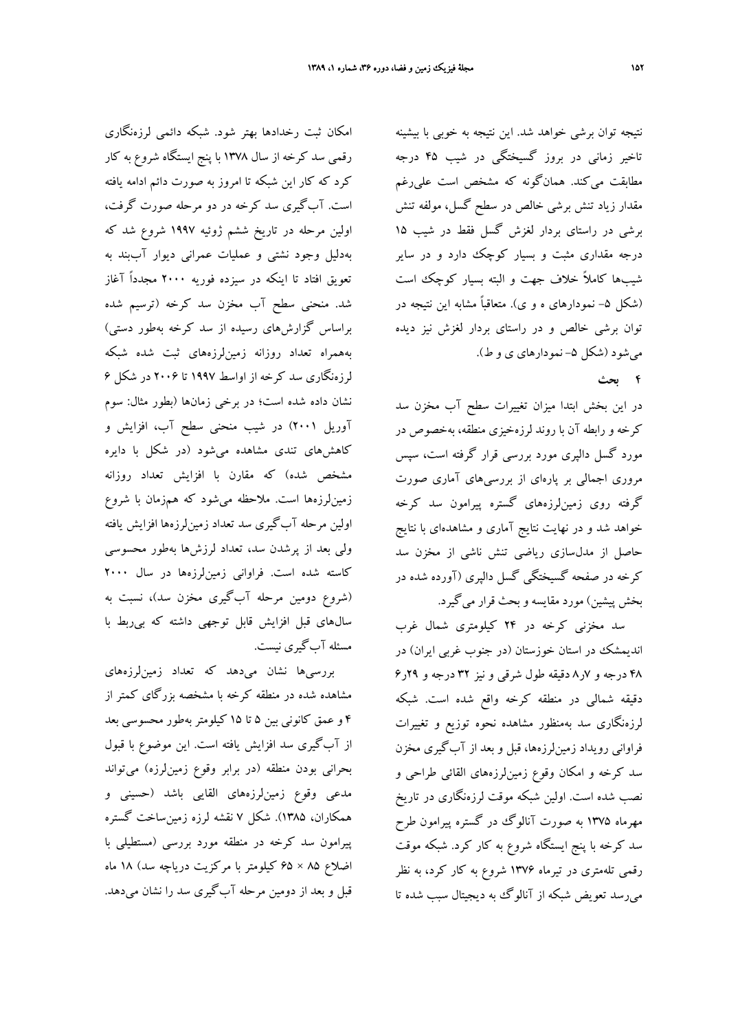نتیجه توان برشی خواهد شد. این نتیجه به خوبی با بیشینه تاخیر زمانی در بروز گسیختگی در شیب ۴۵ درجه مطابقت می‌کند. همان‌گونه که مشخص است علی‌رغم مقدار زیاد تنش برشی خالص در سطح گسل، مولفه تنش برشی در راستای بردار لغزش گسل فقط در شیب ۱۵ درجه مقداری مثبت و بسیار کوچک دارد و در سایر شیب‌ها کاملاً خلاف جهت و البته بسیار کوچک است (شکل ۵- نمودارهای ه و ی). متعاقباً مشابه این نتیجه در توان برشی خالص و در راستای بردار لغزش نیز دیده می‌شود (شکل ۵- نمودارهای ی و ط).

## ۴ بحث

در این بخش ابتدا میزان تغییرات سطح آب مخزن سد کرخه و رابطه آن با روند لرزه‌خیزی منطقه، به‌خصوص در مورد گسل دالپری مورد بررسی قرار گرفته است، سپس مروری اجمالی بر پاره‌ای از بررسی‌های آماری صورت گرفته روی زمین‌لرزه‌های گستره پیرامون سد کرخه خواهد شد و در نهایت نتایج آماری و مشاهده‌ها با نتایج حاصل از مدل‌سازی ریاضی تنش ناشی از مخزن سد کرخه در صفحه گسیختگی گسل دالپری (آورده شده در بخش پیشین) مورد مقایسه و بحث قرار می‌گیرد.

سد مخزنی کرخه در ۲۴ کیلومتری شمال غرب اندیمشک در استان خوزستان (در جنوب غربی ایران) در ۴۸ درجه و ۸٫۷ دقیقه طول شرقی و نیز ۳۲ درجه و ۶٫۲۹ دقیقه شمالی در منطقه کرخه واقع شده است. شبکه لرزه‌نگاری سد به‌منظور مشاهده نحوه توزیع و تغییرات فراوانی رویداد زمین‌لرزه‌ها، قبل و بعد از آب‌گیری مخزن سد کرخه و امکان وقوع زمین‌لرزه‌های القائی طراحی و نصب شده است. اولین شبکه موقت لرزه‌نگاری در تاریخ مهرماه ۱۳۷۵ به صورت آنالوگ در گستره پیرامون طرح سد کرخه با پنج ایستگاه شروع به کار کرد. شبکه موقت رقمی تله‌متری در تیرماه ۱۳۷۶ شروع به کار کرد، به نظر می‌رسد تعویض شبکه از آنالوگ به دیجیتال سبب شده تا امکان ثبت رخدادها بهتر شود. شبکه دائمی لرزه‌نگاری رقمی سد کرخه از سال ۱۳۷۸ با پنج ایستگاه شروع به کار کرد که کار این شبکه تا امروز به صورت دائم ادامه یافته است. آب‌گیری سد کرخه در دو مرحله صورت گرفت، اولین مرحله در تاریخ ششم ژوئیه ۱۹۹۷ شروع شد که به‌دلیل وجود نشتی و عملیات عمرانی دیوار آب‌بند به تعویق افتاد تا اینکه در سیزده فوریه ۲۰۰۰ مجدداً آغاز شد. منحنی سطح آب مخزن سد کرخه (ترسیم شده براساس گزارش‌های رسیده از سد کرخه به‌طور دستی) به‌همراه تعداد روزانه زمین‌لرزه‌های ثبت شده شبکه لرزه‌نگاری سد کرخه از اواسط ۱۹۹۷ تا ۲۰۰۶ در شکل ۶ نشان داده شده است؛ در برخی زمان‌ها (بطور مثال: سوم آوریل ۲۰۰۱) در شیب منحنی سطح آب، افزایش و کاهش‌های تندی مشاهده می‌شود (در شکل با دایره مشخص شده) که مقارن با افزایش تعداد روزانه زمین‌لرزه‌ها است. ملاحظه می‌شود که هم‌زمان با شروع اولین مرحله آب‌گیری سد تعداد زمین‌لرزه‌ها افزایش یافته ولی بعد از پرشدن سد، تعداد لرزش‌ها به‌طور محسوسی کاسته شده است. فراوانی زمین‌لرزه‌ها در سال ۲۰۰۰ (شروع دومین مرحله آب‌گیری مخزن سد)، نسبت به سال‌های قبل افزایش قابل توجهی داشته که بی‌ربط با مسئله آب‌گیری نیست.

بررسی‌ها نشان می‌دهد که تعداد زمین‌لرزه‌های مشاهده شده در منطقه کرخه با مشخصه بزرگای کمتر از ۴ و عمق کانونی بین ۵ تا ۱۵ کیلومتر به‌طور محسوسی بعد از آب‌گیری سد افزایش یافته است. این موضوع با قبول بحرانی بودن منطقه (در برابر وقوع زمین‌لرزه) می‌تواند مدعی وقوع زمین‌لرزه‌های القایی باشد (حسینی و همکاران، ۱۳۸۵). شکل ۷ نقشه لرزه زمین‌ساخت گستره پیرامون سد کرخه در منطقه مورد بررسی (مستطیلی با اضلاع ۸۵ × ۶۵ کیلومتر با مرکزیت دریاچه سد) ۱۸ ماه قبل و بعد از دومین مرحله آب‌گیری سد را نشان می‌دهد.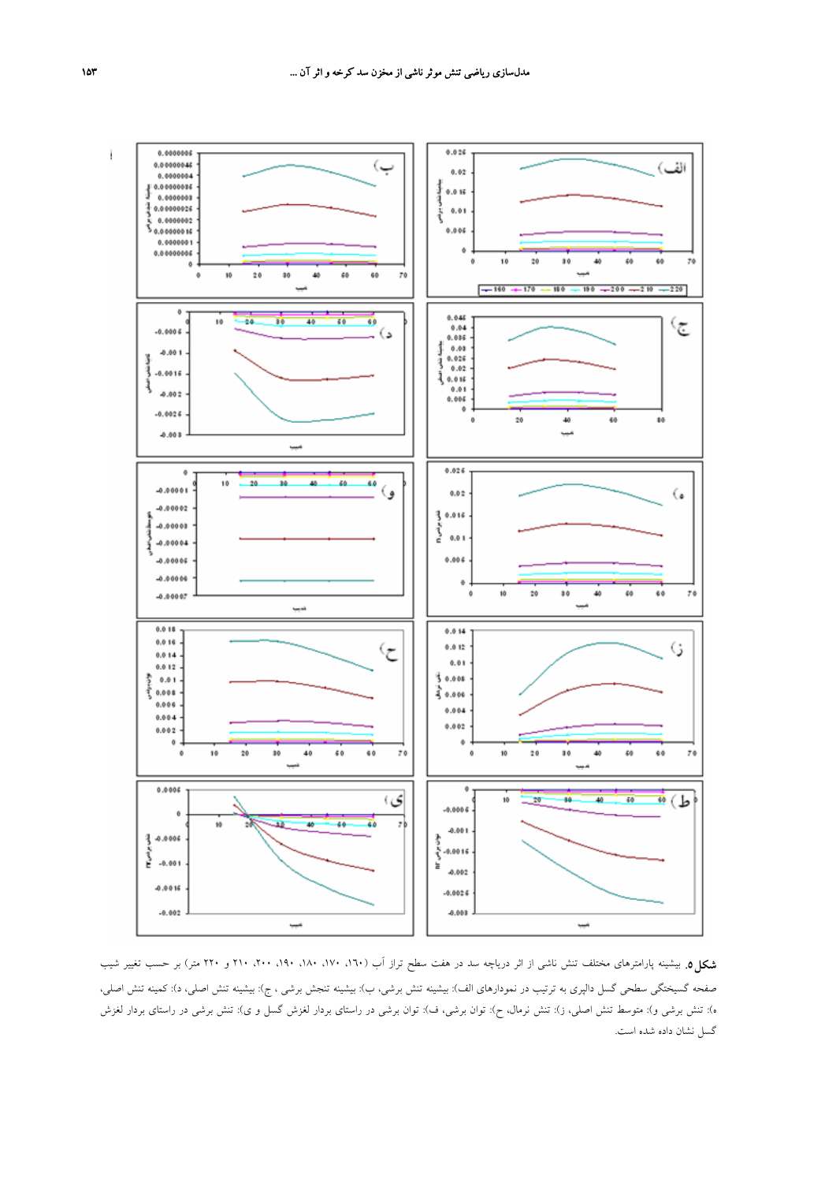**شکل ۵.** بیشینه پارامترهای مختلف تنش ناشی از اثر دریاچه سد در هفت سطح تراز آب (۱۶۰، ۱۷۰، ۱۸۰، ۱۹۰، ۲۰۰، ۲۱۰ و ۲۲۰ متر) بر حسب تغییر شیب صفحه گسیختگی سطحی گسل دالپری به ترتیب در نمودارهای الف): بیشینه تنش برشی، ب): بیشینه تنجش برشی ، ج): بیشینه تنش اصلی، د): کمینه تنش اصلی، ه): تنش برشی و): متوسط تنش اصلی، ز): تنش نرمال، ح): توان برشی، ف): توان برشی در راستای بردار لغزش گسل و ی): تنش برشی در راستای بردار لغزش گسل نشان داده شده است.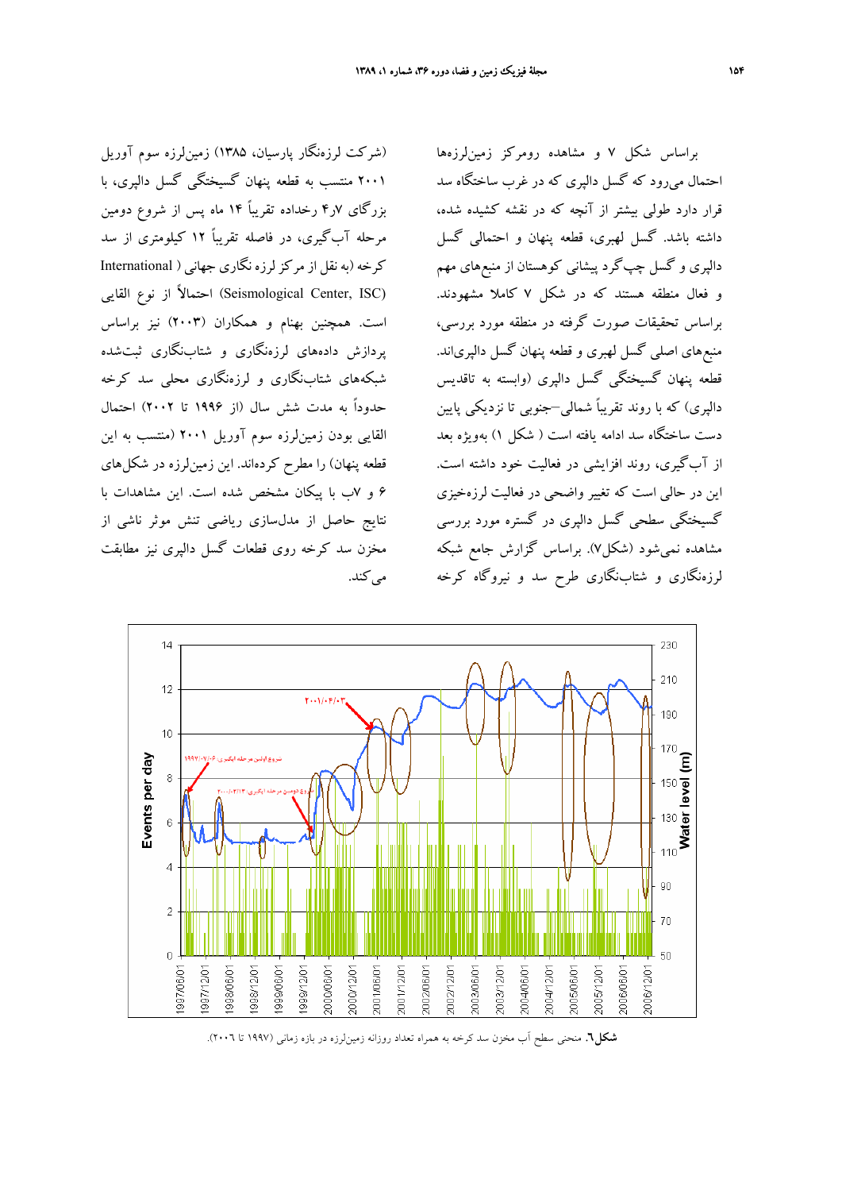براساس شکل ۷ و مشاهده رومرکز زمین‌لرزه‌ها احتمال می‌رود که گسل دالپری که در غرب ساختگاه سد قرار دارد طولی بیشتر از آنچه که در نقشه کشیده شده، داشته باشد. گسل لهبری، قطعه پنهان و احتمالی گسل دالپری و گسل چپ‌گرد پیشانی کوهستان از منبع‌های مهم و فعال منطقه هستند که در شکل ۷ کاملا مشهودند. براساس تحقیقات صورت گرفته در منطقه مورد بررسی، منبع‌های اصلی گسل لهبری و قطعه پنهان گسل دالپری‌اند. قطعه پنهان گسیختگی گسل دالپری (وابسته به تاقدیس دالپری) که با روند تقریباً شمالی–جنوبی تا نزدیکی پایین دست ساختگاه سد ادامه یافته است ( شکل ۱) بویژه بعد از آب‌گیری، روند افزایشی در فعالیت خود داشته است. این در حالی است که تغییر واضحی در فعالیت لرزه‌خیزی گسیختگی سطحی گسل دالپری در گستره مورد بررسی مشاهده نمی‌شود (شکل۷). براساس گزارش جامع شبکه لرزه‌نگاری و شتاب‌نگاری طرح سد و نیروگاه کرخه (شرکت لرزه‌نگار پارسیان، ۱۳۸۵) زمین‌لرزه سوم آوریل ۲۰۰۱ منتسب به قطعه پنهان گسیختگی گسل دالپری، با بزرگای ۴٫۷ رخداده تقریباً ۱۴ ماه پس از شروع دومین مرحله آب‌گیری، در فاصله تقریباً ۱۲ کیلومتری از سد کرخه (به نقل از مرکز لرزه نگاری جهانی ( International Seismological Center, ISC) احتمالاً از نوع القایی است. همچنین بهنام و همکاران (۲۰۰۳) نیز براساس پردازش داده‌های لرزه‌نگاری و شتاب‌نگاری ثبت‌شده شبکه‌های شتاب‌نگاری و لرزه‌نگاری محلی سد کرخه حدوداً به مدت شش سال (از ۱۹۹۶ تا ۲۰۰۲) احتمال القایی بودن زمین‌لرزه سوم آوریل ۲۰۰۱ (منتسب به این قطعه پنهان) را مطرح کرده‌اند. این زمین‌لرزه در شکل‌های ۶ و ۷ب با پیکان مشخص شده است. این مشاهدات با نتایج حاصل از مدل‌سازی ریاضی تنش موثر ناشی از مخزن سد کرخه روی قطعات گسل دالپری نیز مطابقت می‌کند.

**شکل ٦.** منحنی سطح آب مخزن سد کرخه به همراه تعداد روزانه زمین‌لرزه در بازه زمانی (۱۹۹۷ تا ۲۰۰٦).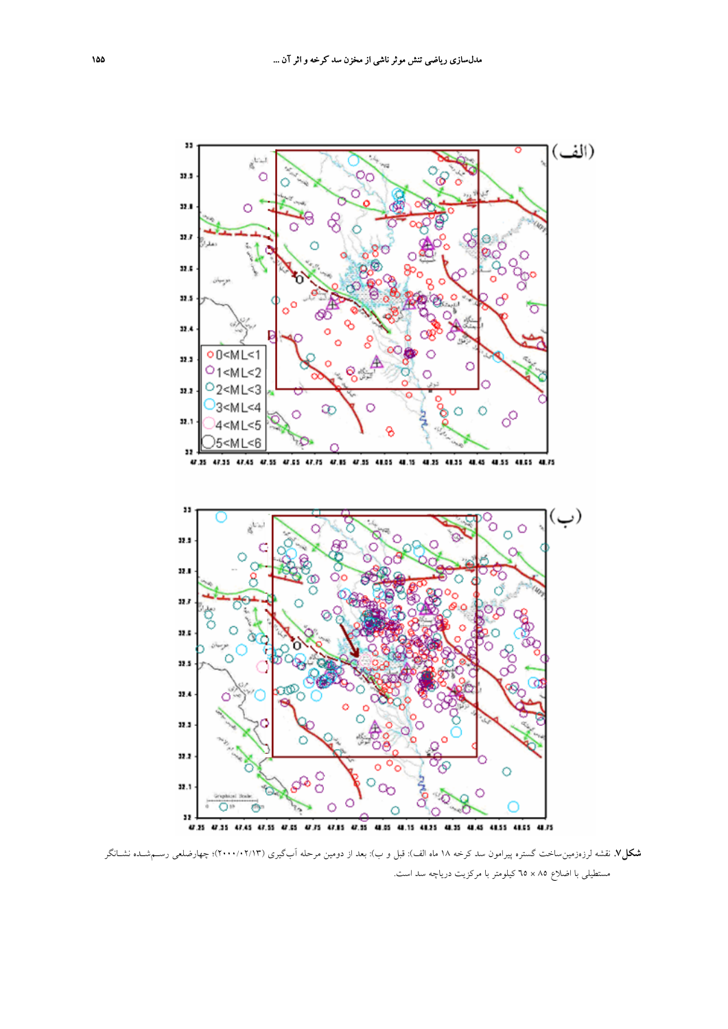**شکل۷.** نقشه لرزه‌زمین‌ساخت گستره پیرامون سد کرخه ۱۸ ماه الف): قبل و ب): بعد از دومین مرحله آب‌گیری (۲۰۰۰/۰۲/۱۳)؛ چهارضلعی رسم‌شده نشانگر مستطیلی با اضلاع ۸۵ × ۶۵ کیلومتر با مرکزیت دریاچه سد است.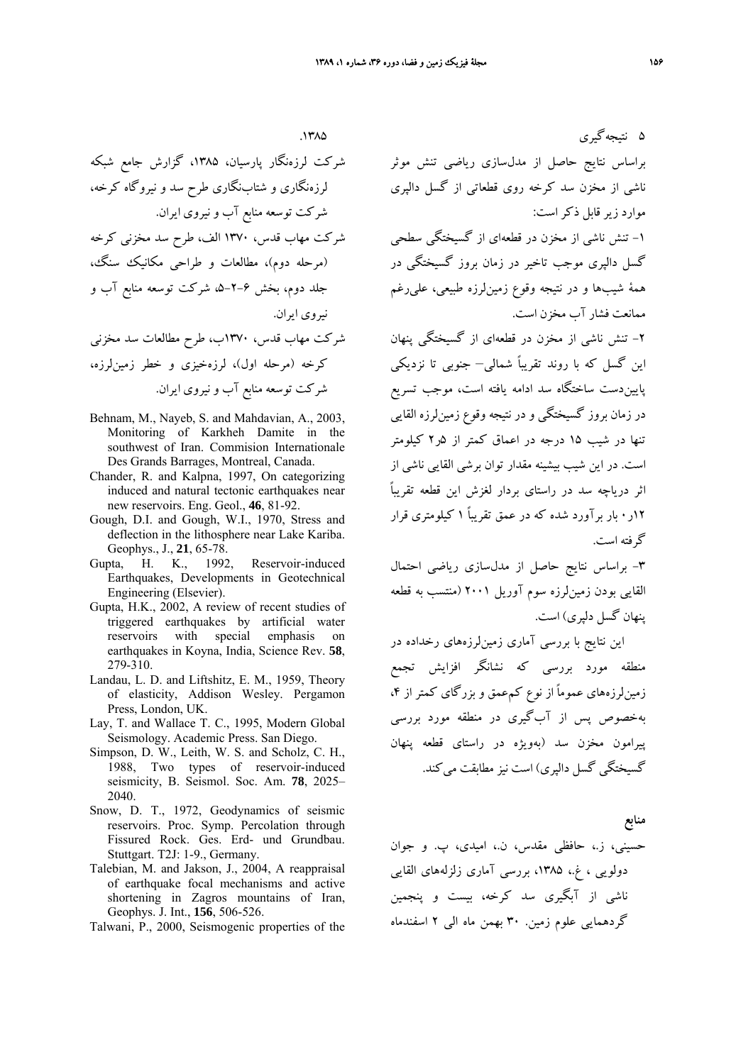## ۵ نتیجه‌گیری

براساس نتایج حاصل از مدل‌سازی ریاضی تنش موثر ناشی از مخزن سد کرخه روی قطعاتی از گسل دالپری موارد زیر قابل ذکر است:

۱- تنش ناشی از مخزن در قطعه‌ای از گسیختگی سطحی گسل دالپری موجب تاخیر در زمان بروز گسیختگی در همهٔ شیب‌ها و در نتیجه وقوع زمین‌لرزه طبیعی، علی‌رغم ممانعت فشار آب مخزن است.

۲- تنش ناشی از مخزن در قطعه‌ای از گسیختگی پنهان این گسل که با روند تقریباً شمالی– جنوبی تا نزدیکی پایین‌دست ساختگاه سد ادامه یافته است، موجب تسریع در زمان بروز گسیختگی و در نتیجه وقوع زمین‌لرزه القایی تنها در شیب ۱۵ درجه در اعماق کمتر از ۲٫۵ کیلومتر است. در این شیب بیشینه مقدار توان برشی القایی ناشی از اثر دریاچه سد در راستای بردار لغزش این قطعه تقریباً ۰٫۱۲ بار برآورد شده که در عمق تقریباً ۱ کیلومتری قرار گرفته است.

۳- براساس نتایج حاصل از مدل‌سازی ریاضی احتمال القایی بودن زمین‌لرزه سوم آوریل ۲۰۰۱ (منتسب به قطعه پنهان گسل دلپری) است.

این نتایج با بررسی آماری زمین‌لرزه‌های رخداده در منطقه مورد بررسی که نشانگر افزایش تجمع زمین‌لرزه‌های عموماً از نوع کم‌عمق و بزرگای کمتر از ۴، به‌خصوص پس از آب‌گیری در منطقه مورد بررسی پیرامون مخزن سد (به‌ویژه در راستای قطعه پنهان گسیختگی گسل دالپری) است نیز مطابقت می‌کند.

## منابع

حسینی، ز.، حافظی مقدس، ن.، امیدی، پ. و جوان دولویی ، غ.، ۱۳۸۵، بررسی آماری زلزله‌های القایی ناشی از آبگیری سد کرخه، بیست و پنجمین گردهمایی علوم زمین. ۳۰ بهمن ماه الی ۲ اسفندماه ۱۳۸۵.

شرکت لرزه‌نگار پارسیان، ۱۳۸۵، گزارش جامع شبکه لرزه‌نگاری و شتاب‌نگاری طرح سد و نیروگاه کرخه، شرکت توسعه منابع آب و نیروی ایران.

شرکت مهاب قدس، ۱۳۷۰ الف، طرح سد مخزنی کرخه (مرحله دوم)، مطالعات و طراحی مکانیک سنگ، جلد دوم، بخش ۶-۲-۵، شرکت توسعه منابع آب و نیروی ایران.

شرکت مهاب قدس، ۱۳۷۰ب، طرح مطالعات سد مخزنی کرخه (مرحله اول)، لرزه‌خیزی و خطر زمین‌لرزه، شرکت توسعه منابع آب و نیروی ایران.

Behnam, M., Nayeb, S. and Mahdavian, A., 2003, Monitoring of Karkheh Damite in the southwest of Iran. Commision Internationale Des Grands Barrages, Montreal, Canada.

Chander, R. and Kalpna, 1997, On categorizing induced and natural tectonic earthquakes near new reservoirs. Eng. Geol., **46**, 81-92.

Gough, D.I. and Gough, W.I., 1970, Stress and deflection in the lithosphere near Lake Kariba. Geophys., J., **21**, 65-78.

Gupta, H. K., 1992, Reservoir-induced Earthquakes, Developments in Geotechnical Engineering (Elsevier).

Gupta, H.K., 2002, A review of recent studies of triggered earthquakes by artificial water reservoirs with special emphasis on earthquakes in Koyna, India, Science Rev. **58**, 279-310.

Landau, L. D. and Liftshitz, E. M., 1959, Theory of elasticity, Addison Wesley. Pergamon Press, London, UK.

Lay, T. and Wallace T. C., 1995, Modern Global Seismology. Academic Press. San Diego.

Simpson, D. W., Leith, W. S. and Scholz, C. H., 1988, Two types of reservoir-induced seismicity, B. Seismol. Soc. Am. **78**, 2025–2040.

Snow, D. T., 1972, Geodynamics of seismic reservoirs. Proc. Symp. Percolation through Fissured Rock. Ges. Erd- und Grundbau. Stuttgart. T2J: 1-9., Germany.

Talebian, M. and Jakson, J., 2004, A reappraisal of earthquake focal mechanisms and active shortening in Zagros mountains of Iran, Geophys. J. Int., **156**, 506-526.

Talwani, P., 2000, Seismogenic properties of the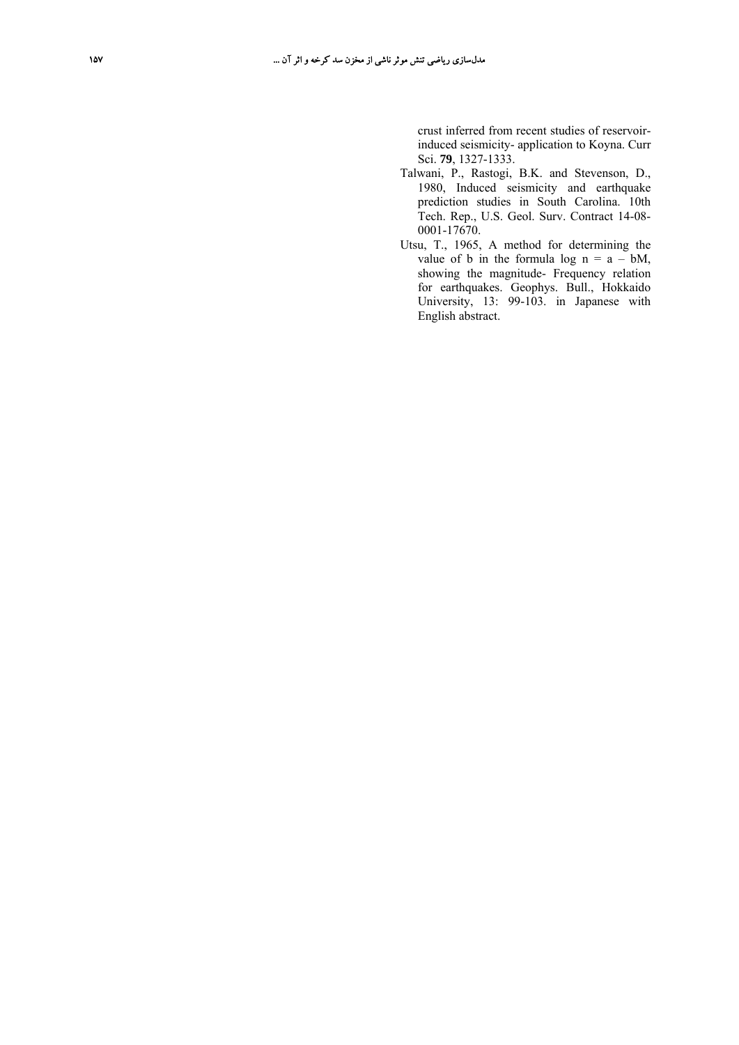crust inferred from recent studies of reservoir-induced seismicity- application to Koyna. Curr Sci. **79**, 1327-1333.

Talwani, P., Rastogi, B.K. and Stevenson, D., 1980, Induced seismicity and earthquake prediction studies in South Carolina. 10th Tech. Rep., U.S. Geol. Surv. Contract 14-08-0001-17670.

Utsu, T., 1965, A method for determining the value of b in the formula log n = a – bM, showing the magnitude- Frequency relation for earthquakes. Geophys. Bull., Hokkaido University, 13: 99-103. in Japanese with English abstract.